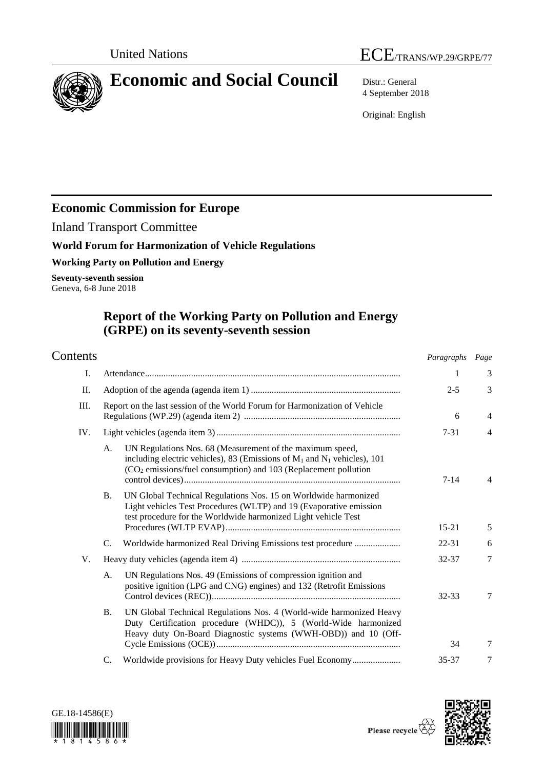United Nations ECE/TRANS/WP.29/GRPE/77

# Economic and Social Council

Distr.: General
4 September 2018

Original: English

## Economic Commission for Europe

Inland Transport Committee

**World Forum for Harmonization of Vehicle Regulations**

**Working Party on Pollution and Energy**

**Seventy-seventh session**
Geneva, 6-8 June 2018

## Report of the Working Party on Pollution and Energy (GRPE) on its seventy-seventh session

## Contents

| | | | *Paragraphs* | *Page* |
|---|---|---|---|---|
| I. | Attendance | | 1 | 3 |
| II. | Adoption of the agenda (agenda item 1) | | 2-5 | 3 |
| III. | Report on the last session of the World Forum for Harmonization of Vehicle Regulations (WP.29) (agenda item 2) | | 6 | 4 |
| IV. | Light vehicles (agenda item 3) | | 7-31 | 4 |
| | A. | UN Regulations Nos. 68 (Measurement of the maximum speed, including electric vehicles), 83 (Emissions of $M_1$ and $N_1$ vehicles), 101 ($CO_2$ emissions/fuel consumption) and 103 (Replacement pollution control devices) | 7-14 | 4 |
| | B. | UN Global Technical Regulations Nos. 15 on Worldwide harmonized Light vehicles Test Procedures (WLTP) and 19 (Evaporative emission test procedure for the Worldwide harmonized Light vehicle Test Procedures (WLTP EVAP) | 15-21 | 5 |
| | C. | Worldwide harmonized Real Driving Emissions test procedure | 22-31 | 6 |
| V. | Heavy duty vehicles (agenda item 4) | | 32-37 | 7 |
| | A. | UN Regulations Nos. 49 (Emissions of compression ignition and positive ignition (LPG and CNG) engines) and 132 (Retrofit Emissions Control devices (REC)) | 32-33 | 7 |
| | B. | UN Global Technical Regulations Nos. 4 (World-wide harmonized Heavy Duty Certification procedure (WHDC)), 5 (World-Wide harmonized Heavy duty On-Board Diagnostic systems (WWH-OBD)) and 10 (Off-Cycle Emissions (OCE)) | 34 | 7 |
| | C. | Worldwide provisions for Heavy Duty vehicles Fuel Economy | 35-37 | 7 |

GE.18-14586(E)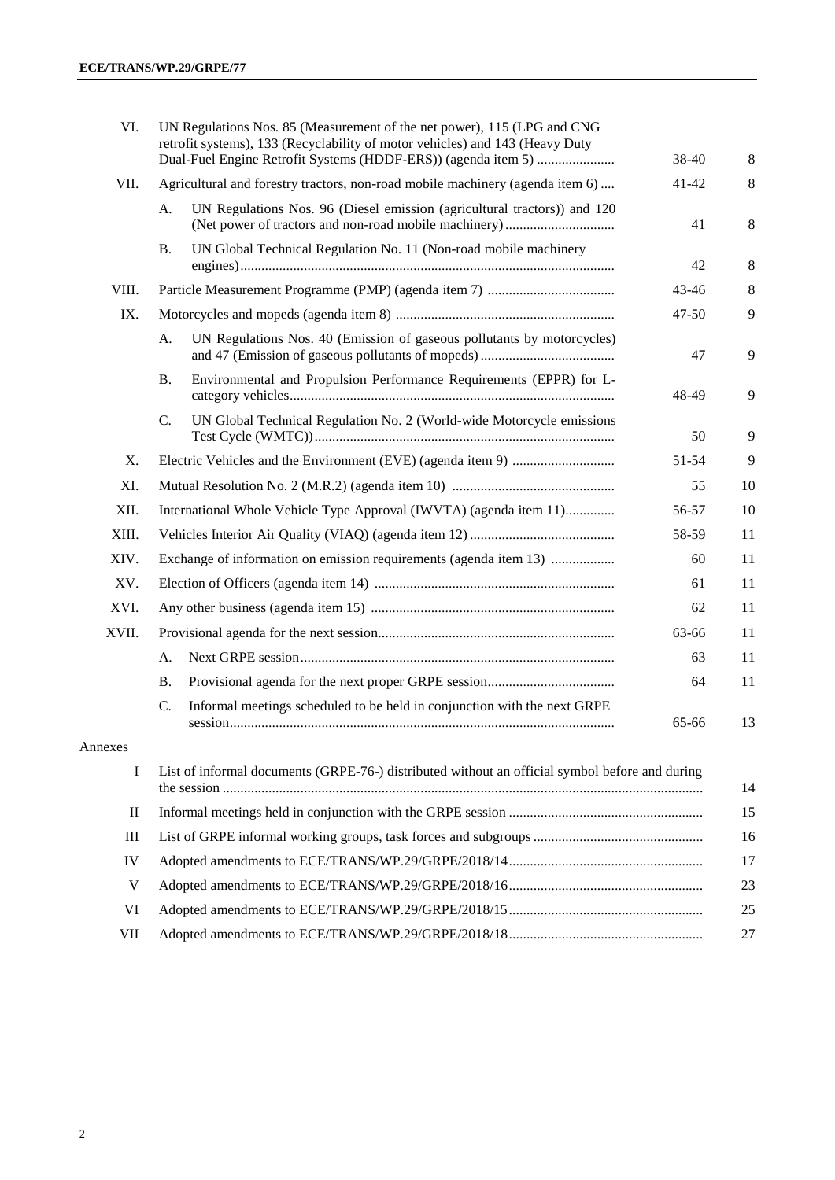| | | | |
|---|---|---|---|
| VI. | UN Regulations Nos. 85 (Measurement of the net power), 115 (LPG and CNG retrofit systems), 133 (Recyclability of motor vehicles) and 143 (Heavy Duty Dual-Fuel Engine Retrofit Systems (HDDF-ERS)) (agenda item 5) | 38-40 | 8 |
| VII. | Agricultural and forestry tractors, non-road mobile machinery (agenda item 6) | 41-42 | 8 |
| | A. UN Regulations Nos. 96 (Diesel emission (agricultural tractors)) and 120 (Net power of tractors and non-road mobile machinery) | 41 | 8 |
| | B. UN Global Technical Regulation No. 11 (Non-road mobile machinery engines) | 42 | 8 |
| VIII. | Particle Measurement Programme (PMP) (agenda item 7) | 43-46 | 8 |
| IX. | Motorcycles and mopeds (agenda item 8) | 47-50 | 9 |
| | A. UN Regulations Nos. 40 (Emission of gaseous pollutants by motorcycles) and 47 (Emission of gaseous pollutants of mopeds) | 47 | 9 |
| | B. Environmental and Propulsion Performance Requirements (EPPR) for L-category vehicles | 48-49 | 9 |
| | C. UN Global Technical Regulation No. 2 (World-wide Motorcycle emissions Test Cycle (WMTC)) | 50 | 9 |
| X. | Electric Vehicles and the Environment (EVE) (agenda item 9) | 51-54 | 9 |
| XI. | Mutual Resolution No. 2 (M.R.2) (agenda item 10) | 55 | 10 |
| XII. | International Whole Vehicle Type Approval (IWVTA) (agenda item 11) | 56-57 | 10 |
| XIII. | Vehicles Interior Air Quality (VIAQ) (agenda item 12) | 58-59 | 11 |
| XIV. | Exchange of information on emission requirements (agenda item 13) | 60 | 11 |
| XV. | Election of Officers (agenda item 14) | 61 | 11 |
| XVI. | Any other business (agenda item 15) | 62 | 11 |
| XVII. | Provisional agenda for the next session | 63-66 | 11 |
| | A. Next GRPE session | 63 | 11 |
| | B. Provisional agenda for the next proper GRPE session | 64 | 11 |
| | C. Informal meetings scheduled to be held in conjunction with the next GRPE session | 65-66 | 13 |

Annexes

| | | |
|---|---|---|
| I | List of informal documents (GRPE-76-) distributed without an official symbol before and during the session | 14 |
| II | Informal meetings held in conjunction with the GRPE session | 15 |
| III | List of GRPE informal working groups, task forces and subgroups | 16 |
| IV | Adopted amendments to ECE/TRANS/WP.29/GRPE/2018/14 | 17 |
| V | Adopted amendments to ECE/TRANS/WP.29/GRPE/2018/16 | 23 |
| VI | Adopted amendments to ECE/TRANS/WP.29/GRPE/2018/15 | 25 |
| VII | Adopted amendments to ECE/TRANS/WP.29/GRPE/2018/18 | 27 |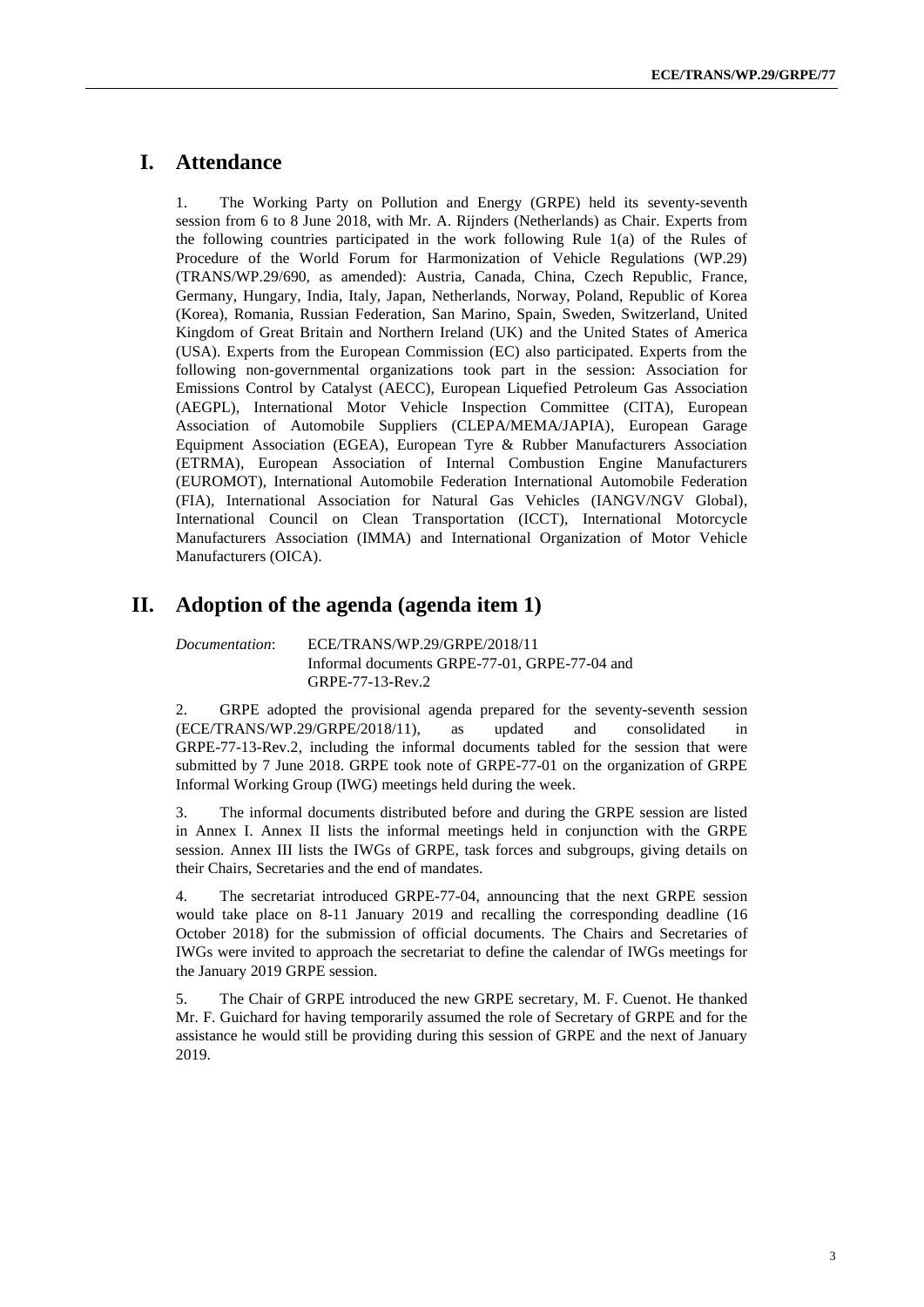## I. Attendance

1. The Working Party on Pollution and Energy (GRPE) held its seventy-seventh session from 6 to 8 June 2018, with Mr. A. Rijnders (Netherlands) as Chair. Experts from the following countries participated in the work following Rule 1(a) of the Rules of Procedure of the World Forum for Harmonization of Vehicle Regulations (WP.29) (TRANS/WP.29/690, as amended): Austria, Canada, China, Czech Republic, France, Germany, Hungary, India, Italy, Japan, Netherlands, Norway, Poland, Republic of Korea (Korea), Romania, Russian Federation, San Marino, Spain, Sweden, Switzerland, United Kingdom of Great Britain and Northern Ireland (UK) and the United States of America (USA). Experts from the European Commission (EC) also participated. Experts from the following non-governmental organizations took part in the session: Association for Emissions Control by Catalyst (AECC), European Liquefied Petroleum Gas Association (AEGPL), International Motor Vehicle Inspection Committee (CITA), European Association of Automobile Suppliers (CLEPA/MEMA/JAPIA), European Garage Equipment Association (EGEA), European Tyre & Rubber Manufacturers Association (ETRMA), European Association of Internal Combustion Engine Manufacturers (EUROMOT), International Automobile Federation International Automobile Federation (FIA), International Association for Natural Gas Vehicles (IANGV/NGV Global), International Council on Clean Transportation (ICCT), International Motorcycle Manufacturers Association (IMMA) and International Organization of Motor Vehicle Manufacturers (OICA).

## II. Adoption of the agenda (agenda item 1)

*Documentation*: ECE/TRANS/WP.29/GRPE/2018/11
Informal documents GRPE-77-01, GRPE-77-04 and GRPE-77-13-Rev.2

2. GRPE adopted the provisional agenda prepared for the seventy-seventh session (ECE/TRANS/WP.29/GRPE/2018/11), as updated and consolidated in GRPE-77-13-Rev.2, including the informal documents tabled for the session that were submitted by 7 June 2018. GRPE took note of GRPE-77-01 on the organization of GRPE Informal Working Group (IWG) meetings held during the week.

3. The informal documents distributed before and during the GRPE session are listed in Annex I. Annex II lists the informal meetings held in conjunction with the GRPE session. Annex III lists the IWGs of GRPE, task forces and subgroups, giving details on their Chairs, Secretaries and the end of mandates.

4. The secretariat introduced GRPE-77-04, announcing that the next GRPE session would take place on 8-11 January 2019 and recalling the corresponding deadline (16 October 2018) for the submission of official documents. The Chairs and Secretaries of IWGs were invited to approach the secretariat to define the calendar of IWGs meetings for the January 2019 GRPE session.

5. The Chair of GRPE introduced the new GRPE secretary, M. F. Cuenot. He thanked Mr. F. Guichard for having temporarily assumed the role of Secretary of GRPE and for the assistance he would still be providing during this session of GRPE and the next of January 2019.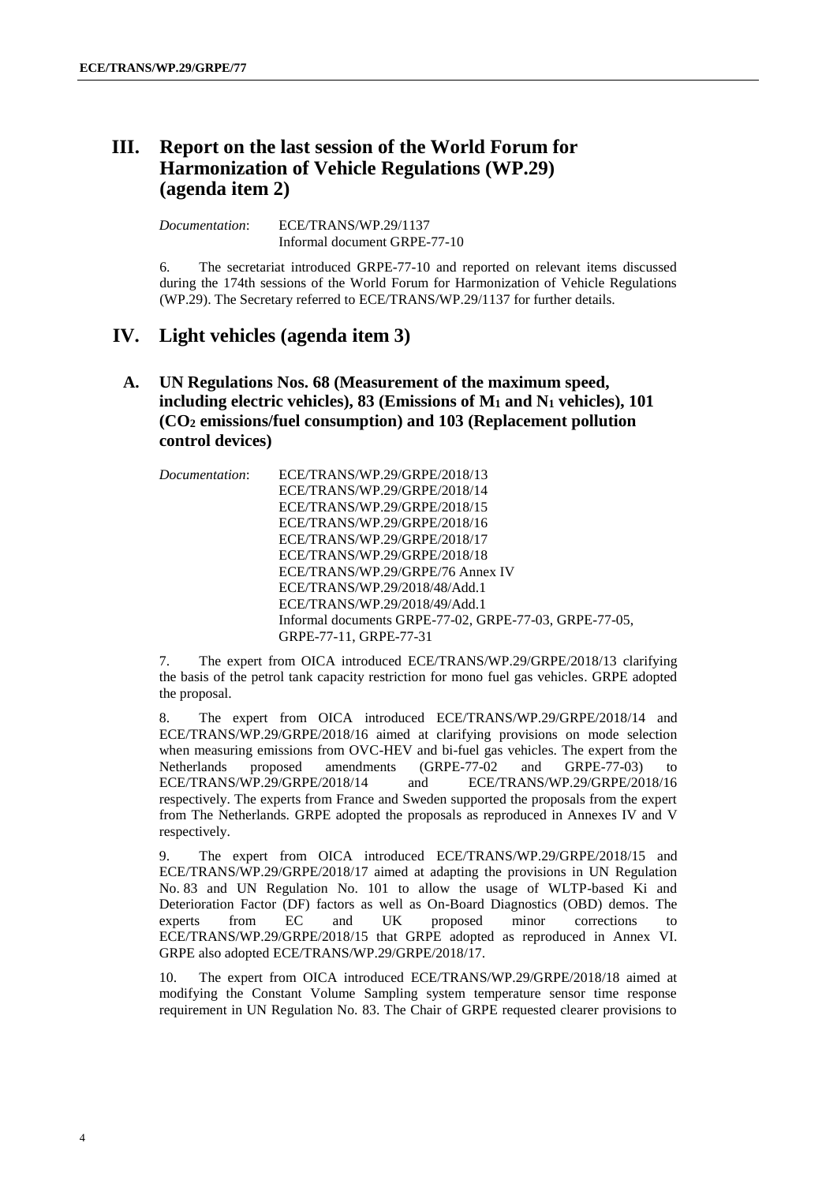## III. Report on the last session of the World Forum for Harmonization of Vehicle Regulations (WP.29) (agenda item 2)

*Documentation*: ECE/TRANS/WP.29/1137
Informal document GRPE-77-10

6. The secretariat introduced GRPE-77-10 and reported on relevant items discussed during the 174th sessions of the World Forum for Harmonization of Vehicle Regulations (WP.29). The Secretary referred to ECE/TRANS/WP.29/1137 for further details.

## IV. Light vehicles (agenda item 3)

### A. UN Regulations Nos. 68 (Measurement of the maximum speed, including electric vehicles), 83 (Emissions of $M_1$ and $N_1$ vehicles), 101 ($CO_2$ emissions/fuel consumption) and 103 (Replacement pollution control devices)

*Documentation*: ECE/TRANS/WP.29/GRPE/2018/13
ECE/TRANS/WP.29/GRPE/2018/14
ECE/TRANS/WP.29/GRPE/2018/15
ECE/TRANS/WP.29/GRPE/2018/16
ECE/TRANS/WP.29/GRPE/2018/17
ECE/TRANS/WP.29/GRPE/2018/18
ECE/TRANS/WP.29/GRPE/76 Annex IV
ECE/TRANS/WP.29/2018/48/Add.1
ECE/TRANS/WP.29/2018/49/Add.1
Informal documents GRPE-77-02, GRPE-77-03, GRPE-77-05, GRPE-77-11, GRPE-77-31

7. The expert from OICA introduced ECE/TRANS/WP.29/GRPE/2018/13 clarifying the basis of the petrol tank capacity restriction for mono fuel gas vehicles. GRPE adopted the proposal.

8. The expert from OICA introduced ECE/TRANS/WP.29/GRPE/2018/14 and ECE/TRANS/WP.29/GRPE/2018/16 aimed at clarifying provisions on mode selection when measuring emissions from OVC-HEV and bi-fuel gas vehicles. The expert from the Netherlands proposed amendments (GRPE-77-02 and GRPE-77-03) to ECE/TRANS/WP.29/GRPE/2018/14 and ECE/TRANS/WP.29/GRPE/2018/16 respectively. The experts from France and Sweden supported the proposals from the expert from The Netherlands. GRPE adopted the proposals as reproduced in Annexes IV and V respectively.

9. The expert from OICA introduced ECE/TRANS/WP.29/GRPE/2018/15 and ECE/TRANS/WP.29/GRPE/2018/17 aimed at adapting the provisions in UN Regulation No. 83 and UN Regulation No. 101 to allow the usage of WLTP-based Ki and Deterioration Factor (DF) factors as well as On-Board Diagnostics (OBD) demos. The experts from EC and UK proposed minor corrections to ECE/TRANS/WP.29/GRPE/2018/15 that GRPE adopted as reproduced in Annex VI. GRPE also adopted ECE/TRANS/WP.29/GRPE/2018/17.

10. The expert from OICA introduced ECE/TRANS/WP.29/GRPE/2018/18 aimed at modifying the Constant Volume Sampling system temperature sensor time response requirement in UN Regulation No. 83. The Chair of GRPE requested clearer provisions to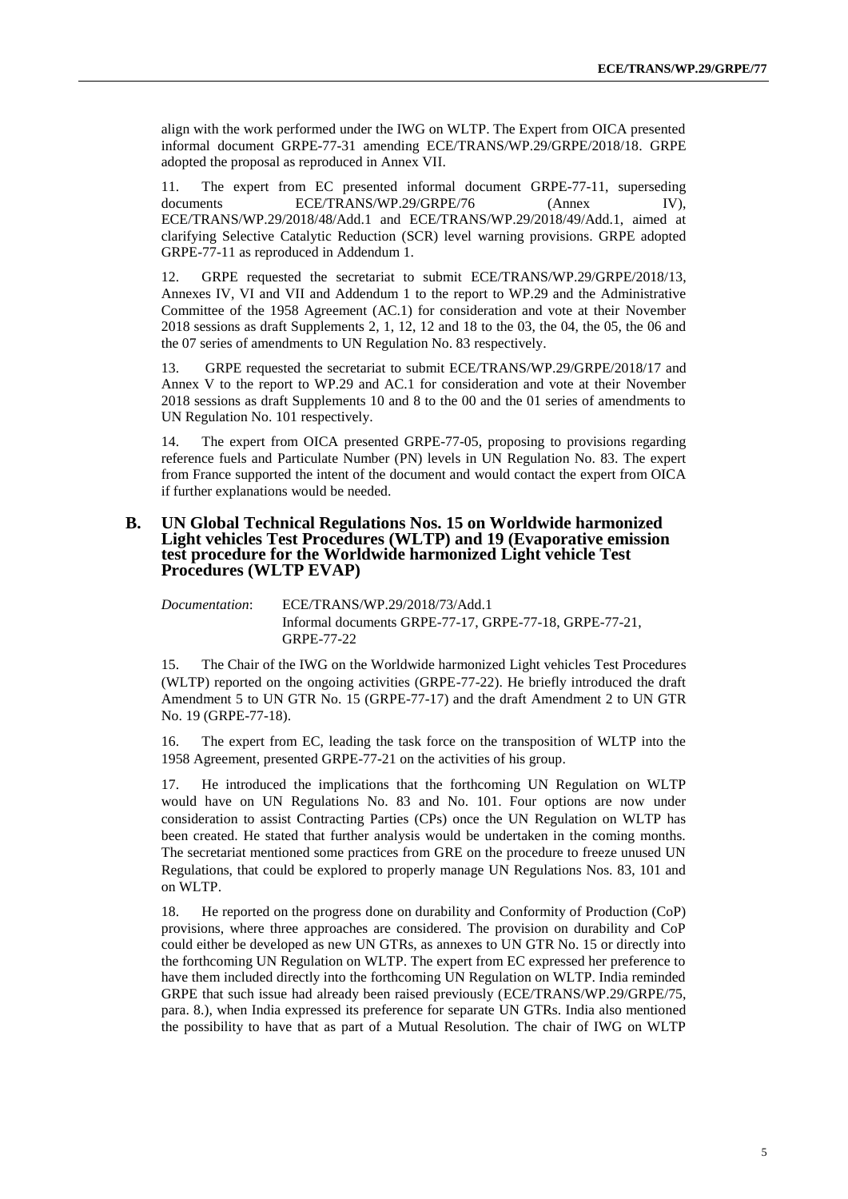align with the work performed under the IWG on WLTP. The Expert from OICA presented informal document GRPE-77-31 amending ECE/TRANS/WP.29/GRPE/2018/18. GRPE adopted the proposal as reproduced in Annex VII.

11. The expert from EC presented informal document GRPE-77-11, superseding documents ECE/TRANS/WP.29/GRPE/76 (Annex IV), ECE/TRANS/WP.29/2018/48/Add.1 and ECE/TRANS/WP.29/2018/49/Add.1, aimed at clarifying Selective Catalytic Reduction (SCR) level warning provisions. GRPE adopted GRPE-77-11 as reproduced in Addendum 1.

12. GRPE requested the secretariat to submit ECE/TRANS/WP.29/GRPE/2018/13, Annexes IV, VI and VII and Addendum 1 to the report to WP.29 and the Administrative Committee of the 1958 Agreement (AC.1) for consideration and vote at their November 2018 sessions as draft Supplements 2, 1, 12, 12 and 18 to the 03, the 04, the 05, the 06 and the 07 series of amendments to UN Regulation No. 83 respectively.

13. GRPE requested the secretariat to submit ECE/TRANS/WP.29/GRPE/2018/17 and Annex V to the report to WP.29 and AC.1 for consideration and vote at their November 2018 sessions as draft Supplements 10 and 8 to the 00 and the 01 series of amendments to UN Regulation No. 101 respectively.

14. The expert from OICA presented GRPE-77-05, proposing to provisions regarding reference fuels and Particulate Number (PN) levels in UN Regulation No. 83. The expert from France supported the intent of the document and would contact the expert from OICA if further explanations would be needed.

## B. UN Global Technical Regulations Nos. 15 on Worldwide harmonized Light vehicles Test Procedures (WLTP) and 19 (Evaporative emission test procedure for the Worldwide harmonized Light vehicle Test Procedures (WLTP EVAP)

*Documentation*: ECE/TRANS/WP.29/2018/73/Add.1
Informal documents GRPE-77-17, GRPE-77-18, GRPE-77-21, GRPE-77-22

15. The Chair of the IWG on the Worldwide harmonized Light vehicles Test Procedures (WLTP) reported on the ongoing activities (GRPE-77-22). He briefly introduced the draft Amendment 5 to UN GTR No. 15 (GRPE-77-17) and the draft Amendment 2 to UN GTR No. 19 (GRPE-77-18).

16. The expert from EC, leading the task force on the transposition of WLTP into the 1958 Agreement, presented GRPE-77-21 on the activities of his group.

17. He introduced the implications that the forthcoming UN Regulation on WLTP would have on UN Regulations No. 83 and No. 101. Four options are now under consideration to assist Contracting Parties (CPs) once the UN Regulation on WLTP has been created. He stated that further analysis would be undertaken in the coming months. The secretariat mentioned some practices from GRE on the procedure to freeze unused UN Regulations, that could be explored to properly manage UN Regulations Nos. 83, 101 and on WLTP.

18. He reported on the progress done on durability and Conformity of Production (CoP) provisions, where three approaches are considered. The provision on durability and CoP could either be developed as new UN GTRs, as annexes to UN GTR No. 15 or directly into the forthcoming UN Regulation on WLTP. The expert from EC expressed her preference to have them included directly into the forthcoming UN Regulation on WLTP. India reminded GRPE that such issue had already been raised previously (ECE/TRANS/WP.29/GRPE/75, para. 8.), when India expressed its preference for separate UN GTRs. India also mentioned the possibility to have that as part of a Mutual Resolution. The chair of IWG on WLTP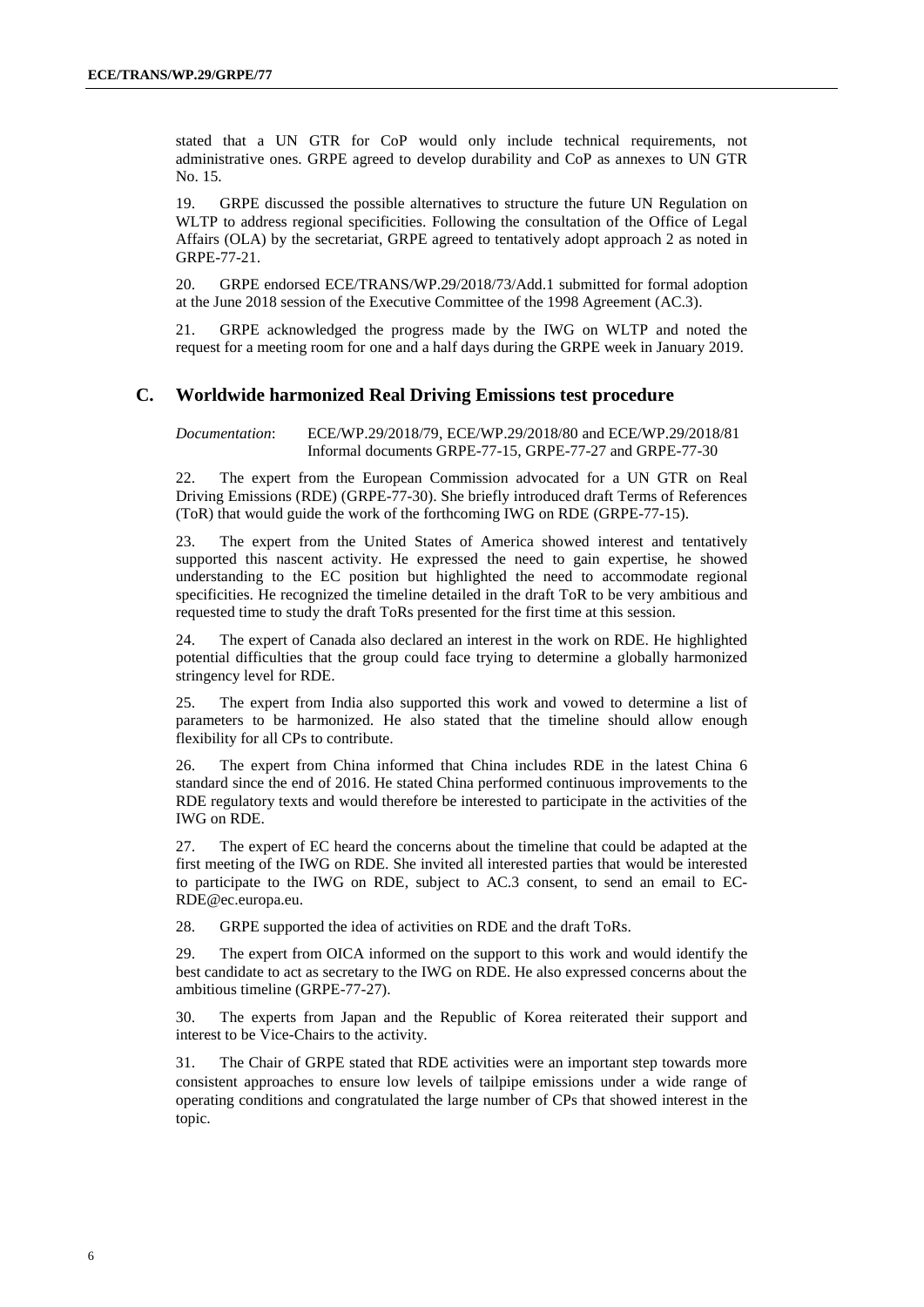stated that a UN GTR for CoP would only include technical requirements, not administrative ones. GRPE agreed to develop durability and CoP as annexes to UN GTR No. 15.

19. GRPE discussed the possible alternatives to structure the future UN Regulation on WLTP to address regional specificities. Following the consultation of the Office of Legal Affairs (OLA) by the secretariat, GRPE agreed to tentatively adopt approach 2 as noted in GRPE-77-21.

20. GRPE endorsed ECE/TRANS/WP.29/2018/73/Add.1 submitted for formal adoption at the June 2018 session of the Executive Committee of the 1998 Agreement (AC.3).

21. GRPE acknowledged the progress made by the IWG on WLTP and noted the request for a meeting room for one and a half days during the GRPE week in January 2019.

## C. Worldwide harmonized Real Driving Emissions test procedure

*Documentation*: ECE/WP.29/2018/79, ECE/WP.29/2018/80 and ECE/WP.29/2018/81 Informal documents GRPE-77-15, GRPE-77-27 and GRPE-77-30

22. The expert from the European Commission advocated for a UN GTR on Real Driving Emissions (RDE) (GRPE-77-30). She briefly introduced draft Terms of References (ToR) that would guide the work of the forthcoming IWG on RDE (GRPE-77-15).

23. The expert from the United States of America showed interest and tentatively supported this nascent activity. He expressed the need to gain expertise, he showed understanding to the EC position but highlighted the need to accommodate regional specificities. He recognized the timeline detailed in the draft ToR to be very ambitious and requested time to study the draft ToRs presented for the first time at this session.

24. The expert of Canada also declared an interest in the work on RDE. He highlighted potential difficulties that the group could face trying to determine a globally harmonized stringency level for RDE.

25. The expert from India also supported this work and vowed to determine a list of parameters to be harmonized. He also stated that the timeline should allow enough flexibility for all CPs to contribute.

26. The expert from China informed that China includes RDE in the latest China 6 standard since the end of 2016. He stated China performed continuous improvements to the RDE regulatory texts and would therefore be interested to participate in the activities of the IWG on RDE.

27. The expert of EC heard the concerns about the timeline that could be adapted at the first meeting of the IWG on RDE. She invited all interested parties that would be interested to participate to the IWG on RDE, subject to AC.3 consent, to send an email to EC-RDE@ec.europa.eu.

28. GRPE supported the idea of activities on RDE and the draft ToRs.

29. The expert from OICA informed on the support to this work and would identify the best candidate to act as secretary to the IWG on RDE. He also expressed concerns about the ambitious timeline (GRPE-77-27).

30. The experts from Japan and the Republic of Korea reiterated their support and interest to be Vice-Chairs to the activity.

31. The Chair of GRPE stated that RDE activities were an important step towards more consistent approaches to ensure low levels of tailpipe emissions under a wide range of operating conditions and congratulated the large number of CPs that showed interest in the topic.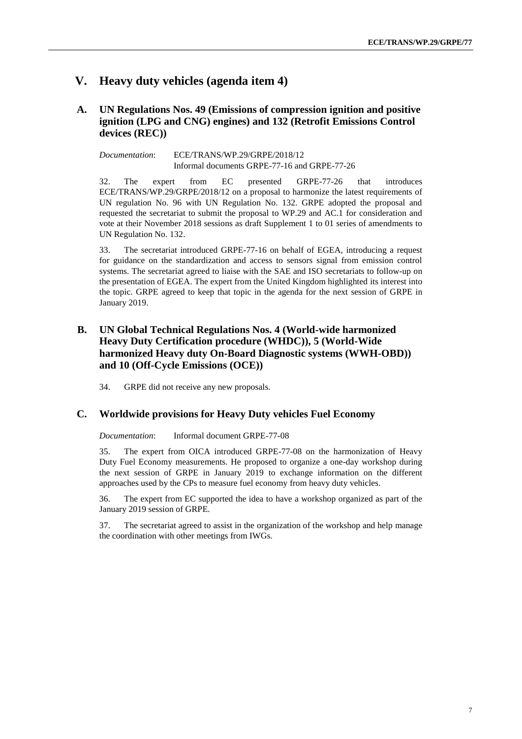# V. Heavy duty vehicles (agenda item 4)

## A. UN Regulations Nos. 49 (Emissions of compression ignition and positive ignition (LPG and CNG) engines) and 132 (Retrofit Emissions Control devices (REC))

*Documentation*: ECE/TRANS/WP.29/GRPE/2018/12
Informal documents GRPE-77-16 and GRPE-77-26

32. The expert from EC presented GRPE-77-26 that introduces ECE/TRANS/WP.29/GRPE/2018/12 on a proposal to harmonize the latest requirements of UN regulation No. 96 with UN Regulation No. 132. GRPE adopted the proposal and requested the secretariat to submit the proposal to WP.29 and AC.1 for consideration and vote at their November 2018 sessions as draft Supplement 1 to 01 series of amendments to UN Regulation No. 132.

33. The secretariat introduced GRPE-77-16 on behalf of EGEA, introducing a request for guidance on the standardization and access to sensors signal from emission control systems. The secretariat agreed to liaise with the SAE and ISO secretariats to follow-up on the presentation of EGEA. The expert from the United Kingdom highlighted its interest into the topic. GRPE agreed to keep that topic in the agenda for the next session of GRPE in January 2019.

## B. UN Global Technical Regulations Nos. 4 (World-wide harmonized Heavy Duty Certification procedure (WHDC)), 5 (World-Wide harmonized Heavy duty On-Board Diagnostic systems (WWH-OBD)) and 10 (Off-Cycle Emissions (OCE))

34. GRPE did not receive any new proposals.

## C. Worldwide provisions for Heavy Duty vehicles Fuel Economy

*Documentation*: Informal document GRPE-77-08

35. The expert from OICA introduced GRPE-77-08 on the harmonization of Heavy Duty Fuel Economy measurements. He proposed to organize a one-day workshop during the next session of GRPE in January 2019 to exchange information on the different approaches used by the CPs to measure fuel economy from heavy duty vehicles.

36. The expert from EC supported the idea to have a workshop organized as part of the January 2019 session of GRPE.

37. The secretariat agreed to assist in the organization of the workshop and help manage the coordination with other meetings from IWGs.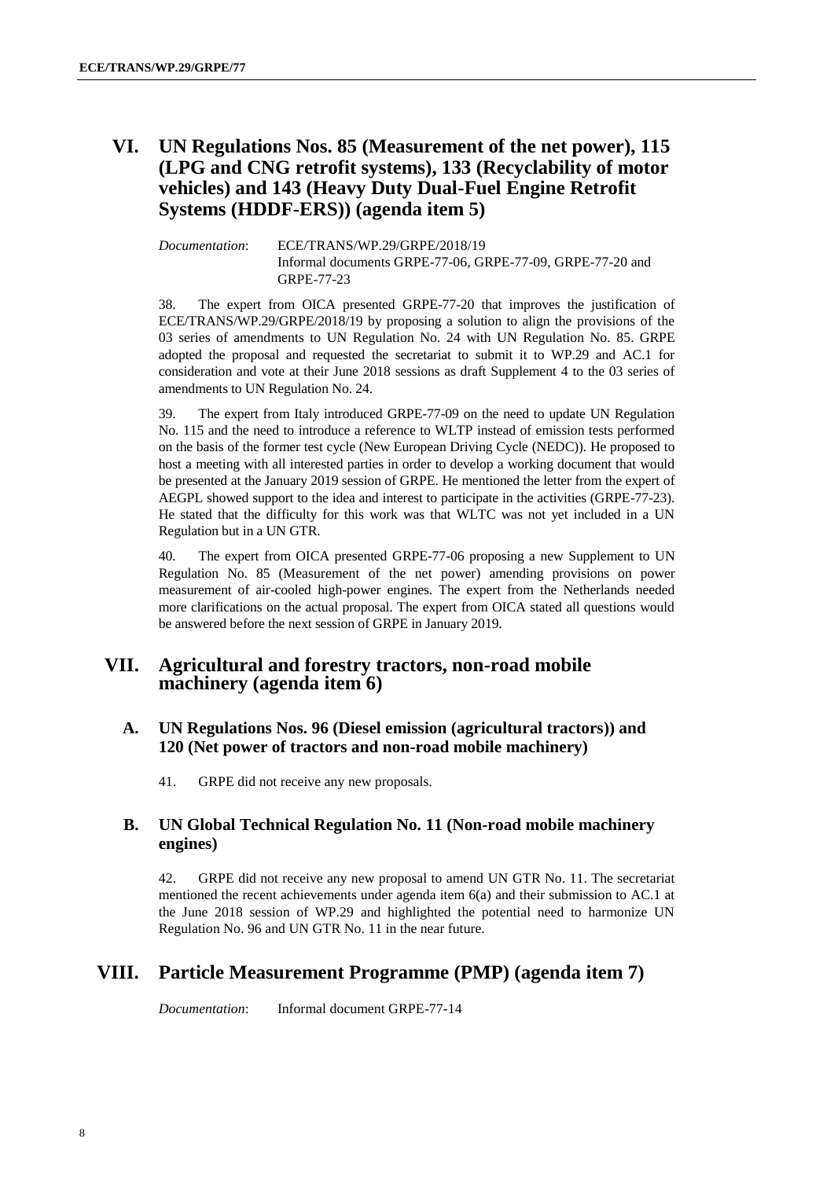## VI. UN Regulations Nos. 85 (Measurement of the net power), 115 (LPG and CNG retrofit systems), 133 (Recyclability of motor vehicles) and 143 (Heavy Duty Dual-Fuel Engine Retrofit Systems (HDDF-ERS)) (agenda item 5)

*Documentation*: ECE/TRANS/WP.29/GRPE/2018/19
Informal documents GRPE-77-06, GRPE-77-09, GRPE-77-20 and GRPE-77-23

38. The expert from OICA presented GRPE-77-20 that improves the justification of ECE/TRANS/WP.29/GRPE/2018/19 by proposing a solution to align the provisions of the 03 series of amendments to UN Regulation No. 24 with UN Regulation No. 85. GRPE adopted the proposal and requested the secretariat to submit it to WP.29 and AC.1 for consideration and vote at their June 2018 sessions as draft Supplement 4 to the 03 series of amendments to UN Regulation No. 24.

39. The expert from Italy introduced GRPE-77-09 on the need to update UN Regulation No. 115 and the need to introduce a reference to WLTP instead of emission tests performed on the basis of the former test cycle (New European Driving Cycle (NEDC)). He proposed to host a meeting with all interested parties in order to develop a working document that would be presented at the January 2019 session of GRPE. He mentioned the letter from the expert of AEGPL showed support to the idea and interest to participate in the activities (GRPE-77-23). He stated that the difficulty for this work was that WLTC was not yet included in a UN Regulation but in a UN GTR.

40. The expert from OICA presented GRPE-77-06 proposing a new Supplement to UN Regulation No. 85 (Measurement of the net power) amending provisions on power measurement of air-cooled high-power engines. The expert from the Netherlands needed more clarifications on the actual proposal. The expert from OICA stated all questions would be answered before the next session of GRPE in January 2019.

## VII. Agricultural and forestry tractors, non-road mobile machinery (agenda item 6)

### A. UN Regulations Nos. 96 (Diesel emission (agricultural tractors)) and 120 (Net power of tractors and non-road mobile machinery)

41. GRPE did not receive any new proposals.

### B. UN Global Technical Regulation No. 11 (Non-road mobile machinery engines)

42. GRPE did not receive any new proposal to amend UN GTR No. 11. The secretariat mentioned the recent achievements under agenda item 6(a) and their submission to AC.1 at the June 2018 session of WP.29 and highlighted the potential need to harmonize UN Regulation No. 96 and UN GTR No. 11 in the near future.

## VIII. Particle Measurement Programme (PMP) (agenda item 7)

*Documentation*: Informal document GRPE-77-14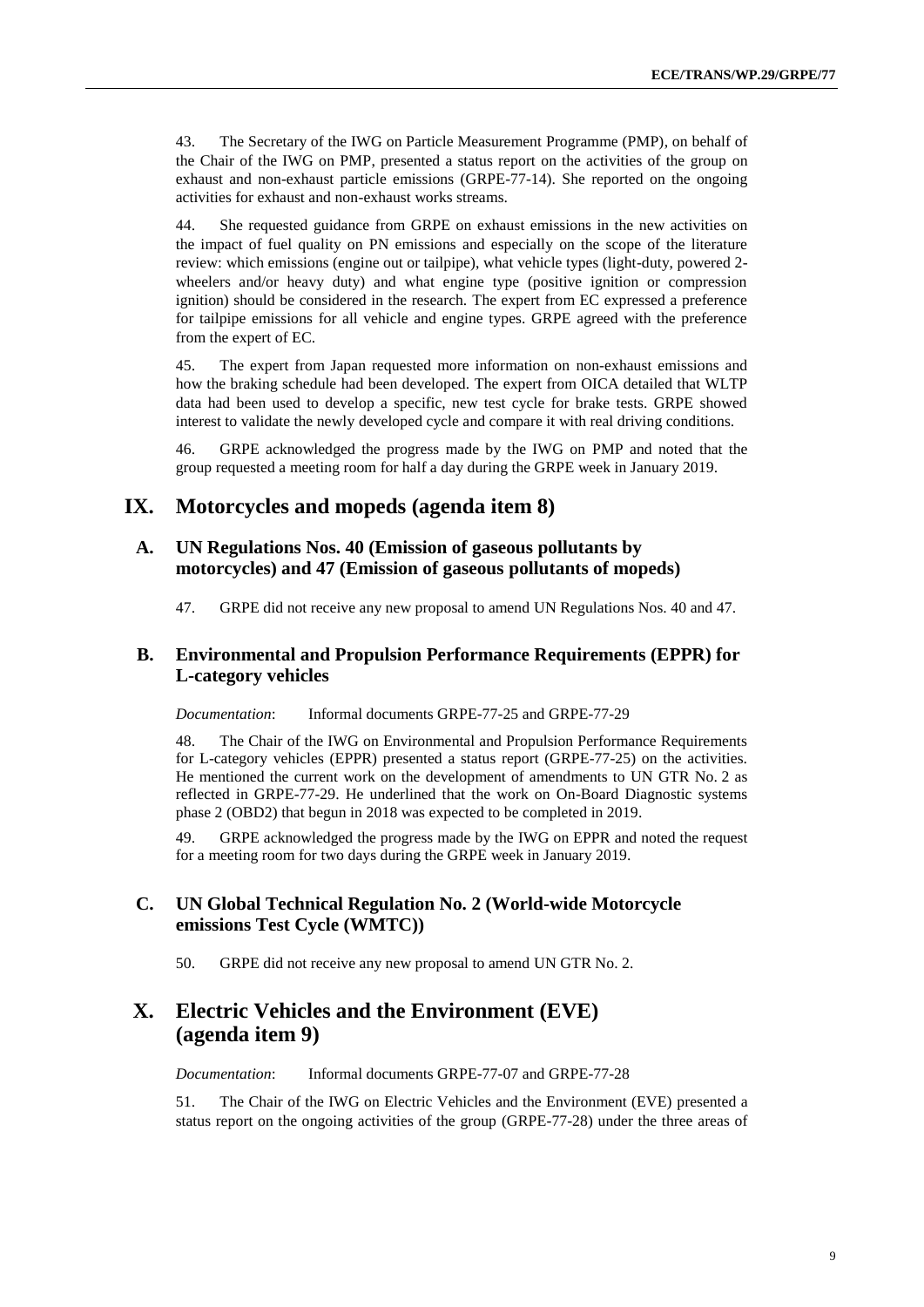43. The Secretary of the IWG on Particle Measurement Programme (PMP), on behalf of the Chair of the IWG on PMP, presented a status report on the activities of the group on exhaust and non-exhaust particle emissions (GRPE-77-14). She reported on the ongoing activities for exhaust and non-exhaust works streams.

44. She requested guidance from GRPE on exhaust emissions in the new activities on the impact of fuel quality on PN emissions and especially on the scope of the literature review: which emissions (engine out or tailpipe), what vehicle types (light-duty, powered 2-wheelers and/or heavy duty) and what engine type (positive ignition or compression ignition) should be considered in the research. The expert from EC expressed a preference for tailpipe emissions for all vehicle and engine types. GRPE agreed with the preference from the expert of EC.

45. The expert from Japan requested more information on non-exhaust emissions and how the braking schedule had been developed. The expert from OICA detailed that WLTP data had been used to develop a specific, new test cycle for brake tests. GRPE showed interest to validate the newly developed cycle and compare it with real driving conditions.

46. GRPE acknowledged the progress made by the IWG on PMP and noted that the group requested a meeting room for half a day during the GRPE week in January 2019.

# IX. Motorcycles and mopeds (agenda item 8)

## A. UN Regulations Nos. 40 (Emission of gaseous pollutants by motorcycles) and 47 (Emission of gaseous pollutants of mopeds)

47. GRPE did not receive any new proposal to amend UN Regulations Nos. 40 and 47.

## B. Environmental and Propulsion Performance Requirements (EPPR) for L-category vehicles

*Documentation*: Informal documents GRPE-77-25 and GRPE-77-29

48. The Chair of the IWG on Environmental and Propulsion Performance Requirements for L-category vehicles (EPPR) presented a status report (GRPE-77-25) on the activities. He mentioned the current work on the development of amendments to UN GTR No. 2 as reflected in GRPE-77-29. He underlined that the work on On-Board Diagnostic systems phase 2 (OBD2) that begun in 2018 was expected to be completed in 2019.

49. GRPE acknowledged the progress made by the IWG on EPPR and noted the request for a meeting room for two days during the GRPE week in January 2019.

## C. UN Global Technical Regulation No. 2 (World-wide Motorcycle emissions Test Cycle (WMTC))

50. GRPE did not receive any new proposal to amend UN GTR No. 2.

# X. Electric Vehicles and the Environment (EVE) (agenda item 9)

*Documentation*: Informal documents GRPE-77-07 and GRPE-77-28

51. The Chair of the IWG on Electric Vehicles and the Environment (EVE) presented a status report on the ongoing activities of the group (GRPE-77-28) under the three areas of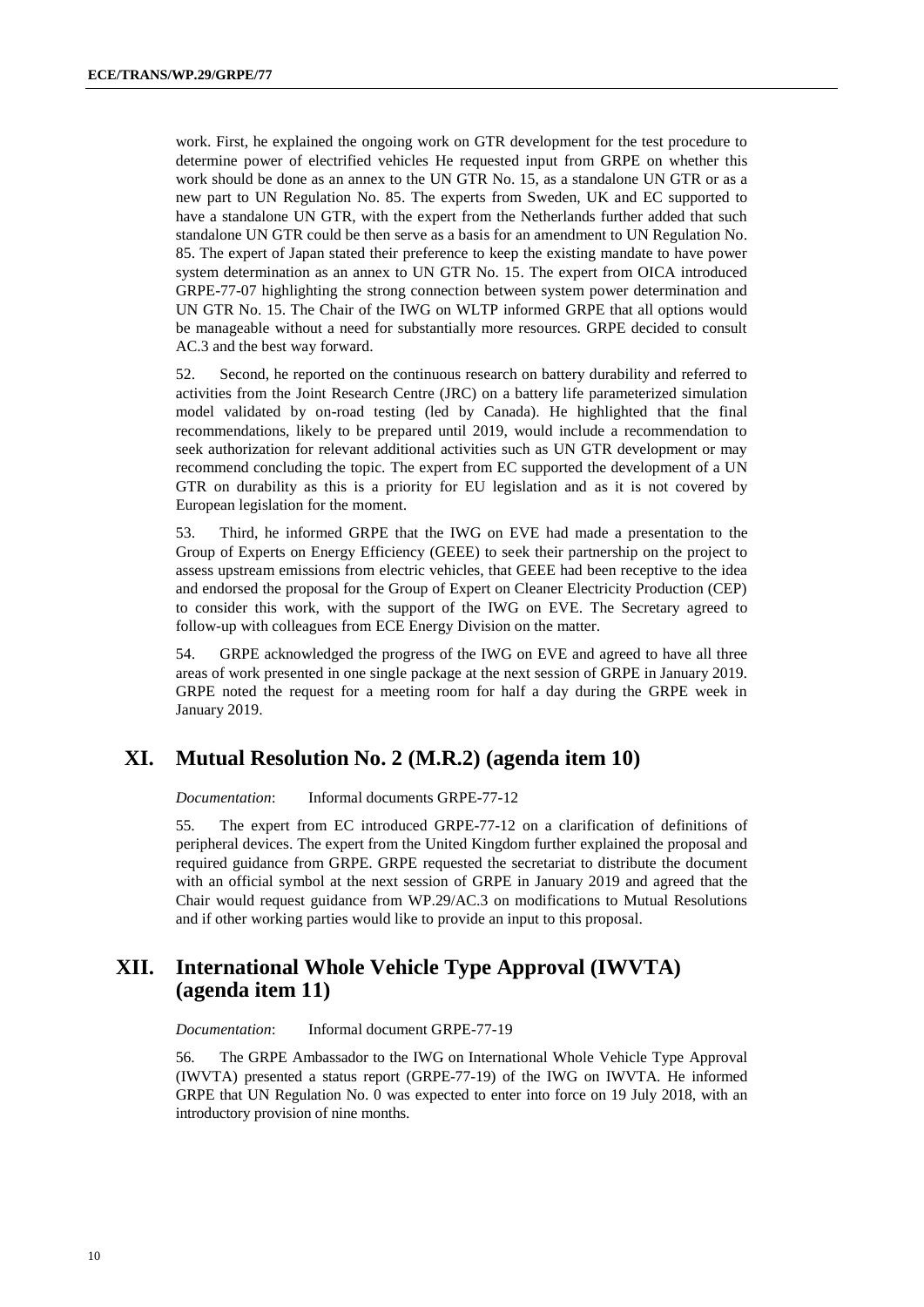work. First, he explained the ongoing work on GTR development for the test procedure to determine power of electrified vehicles He requested input from GRPE on whether this work should be done as an annex to the UN GTR No. 15, as a standalone UN GTR or as a new part to UN Regulation No. 85. The experts from Sweden, UK and EC supported to have a standalone UN GTR, with the expert from the Netherlands further added that such standalone UN GTR could be then serve as a basis for an amendment to UN Regulation No. 85. The expert of Japan stated their preference to keep the existing mandate to have power system determination as an annex to UN GTR No. 15. The expert from OICA introduced GRPE-77-07 highlighting the strong connection between system power determination and UN GTR No. 15. The Chair of the IWG on WLTP informed GRPE that all options would be manageable without a need for substantially more resources. GRPE decided to consult AC.3 and the best way forward.

52. Second, he reported on the continuous research on battery durability and referred to activities from the Joint Research Centre (JRC) on a battery life parameterized simulation model validated by on-road testing (led by Canada). He highlighted that the final recommendations, likely to be prepared until 2019, would include a recommendation to seek authorization for relevant additional activities such as UN GTR development or may recommend concluding the topic. The expert from EC supported the development of a UN GTR on durability as this is a priority for EU legislation and as it is not covered by European legislation for the moment.

53. Third, he informed GRPE that the IWG on EVE had made a presentation to the Group of Experts on Energy Efficiency (GEEE) to seek their partnership on the project to assess upstream emissions from electric vehicles, that GEEE had been receptive to the idea and endorsed the proposal for the Group of Expert on Cleaner Electricity Production (CEP) to consider this work, with the support of the IWG on EVE. The Secretary agreed to follow-up with colleagues from ECE Energy Division on the matter.

54. GRPE acknowledged the progress of the IWG on EVE and agreed to have all three areas of work presented in one single package at the next session of GRPE in January 2019. GRPE noted the request for a meeting room for half a day during the GRPE week in January 2019.

## XI. Mutual Resolution No. 2 (M.R.2) (agenda item 10)

*Documentation*: Informal documents GRPE-77-12

55. The expert from EC introduced GRPE-77-12 on a clarification of definitions of peripheral devices. The expert from the United Kingdom further explained the proposal and required guidance from GRPE. GRPE requested the secretariat to distribute the document with an official symbol at the next session of GRPE in January 2019 and agreed that the Chair would request guidance from WP.29/AC.3 on modifications to Mutual Resolutions and if other working parties would like to provide an input to this proposal.

## XII. International Whole Vehicle Type Approval (IWVTA) (agenda item 11)

*Documentation*: Informal document GRPE-77-19

56. The GRPE Ambassador to the IWG on International Whole Vehicle Type Approval (IWVTA) presented a status report (GRPE-77-19) of the IWG on IWVTA. He informed GRPE that UN Regulation No. 0 was expected to enter into force on 19 July 2018, with an introductory provision of nine months.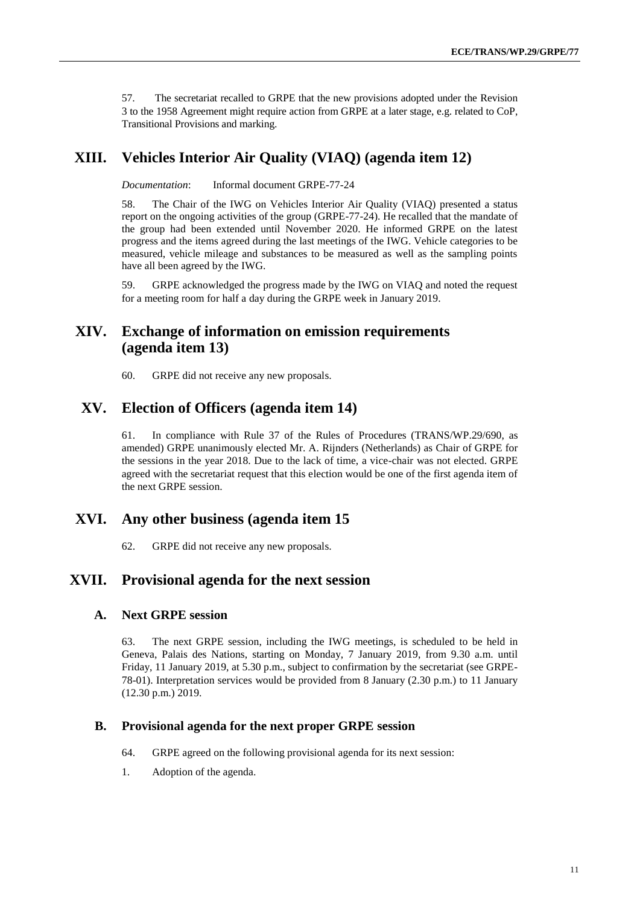57. The secretariat recalled to GRPE that the new provisions adopted under the Revision 3 to the 1958 Agreement might require action from GRPE at a later stage, e.g. related to CoP, Transitional Provisions and marking.

# XIII. Vehicles Interior Air Quality (VIAQ) (agenda item 12)

*Documentation*: Informal document GRPE-77-24

58. The Chair of the IWG on Vehicles Interior Air Quality (VIAQ) presented a status report on the ongoing activities of the group (GRPE-77-24). He recalled that the mandate of the group had been extended until November 2020. He informed GRPE on the latest progress and the items agreed during the last meetings of the IWG. Vehicle categories to be measured, vehicle mileage and substances to be measured as well as the sampling points have all been agreed by the IWG.

59. GRPE acknowledged the progress made by the IWG on VIAQ and noted the request for a meeting room for half a day during the GRPE week in January 2019.

# XIV. Exchange of information on emission requirements (agenda item 13)

60. GRPE did not receive any new proposals.

# XV. Election of Officers (agenda item 14)

61. In compliance with Rule 37 of the Rules of Procedures (TRANS/WP.29/690, as amended) GRPE unanimously elected Mr. A. Rijnders (Netherlands) as Chair of GRPE for the sessions in the year 2018. Due to the lack of time, a vice-chair was not elected. GRPE agreed with the secretariat request that this election would be one of the first agenda item of the next GRPE session.

# XVI. Any other business (agenda item 15

62. GRPE did not receive any new proposals.

# XVII. Provisional agenda for the next session

## A. Next GRPE session

63. The next GRPE session, including the IWG meetings, is scheduled to be held in Geneva, Palais des Nations, starting on Monday, 7 January 2019, from 9.30 a.m. until Friday, 11 January 2019, at 5.30 p.m., subject to confirmation by the secretariat (see GRPE-78-01). Interpretation services would be provided from 8 January (2.30 p.m.) to 11 January (12.30 p.m.) 2019.

## B. Provisional agenda for the next proper GRPE session

64. GRPE agreed on the following provisional agenda for its next session:

1. Adoption of the agenda.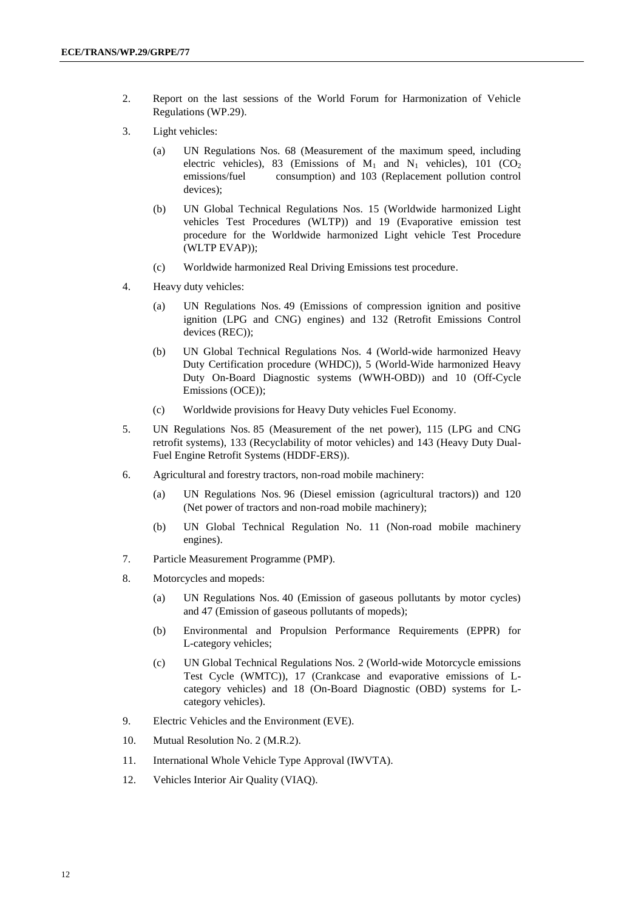2. Report on the last sessions of the World Forum for Harmonization of Vehicle Regulations (WP.29).

3. Light vehicles:

    (a) UN Regulations Nos. 68 (Measurement of the maximum speed, including electric vehicles), 83 (Emissions of $M_1$ and $N_1$ vehicles), 101 ($CO_2$ emissions/fuel consumption) and 103 (Replacement pollution control devices);

    (b) UN Global Technical Regulations Nos. 15 (Worldwide harmonized Light vehicles Test Procedures (WLTP)) and 19 (Evaporative emission test procedure for the Worldwide harmonized Light vehicle Test Procedure (WLTP EVAP));

    (c) Worldwide harmonized Real Driving Emissions test procedure.

4. Heavy duty vehicles:

    (a) UN Regulations Nos. 49 (Emissions of compression ignition and positive ignition (LPG and CNG) engines) and 132 (Retrofit Emissions Control devices (REC));

    (b) UN Global Technical Regulations Nos. 4 (World-wide harmonized Heavy Duty Certification procedure (WHDC)), 5 (World-Wide harmonized Heavy Duty On-Board Diagnostic systems (WWH-OBD)) and 10 (Off-Cycle Emissions (OCE));

    (c) Worldwide provisions for Heavy Duty vehicles Fuel Economy.

5. UN Regulations Nos. 85 (Measurement of the net power), 115 (LPG and CNG retrofit systems), 133 (Recyclability of motor vehicles) and 143 (Heavy Duty Dual-Fuel Engine Retrofit Systems (HDDF-ERS)).

6. Agricultural and forestry tractors, non-road mobile machinery:

    (a) UN Regulations Nos. 96 (Diesel emission (agricultural tractors)) and 120 (Net power of tractors and non-road mobile machinery);

    (b) UN Global Technical Regulation No. 11 (Non-road mobile machinery engines).

7. Particle Measurement Programme (PMP).

8. Motorcycles and mopeds:

    (a) UN Regulations Nos. 40 (Emission of gaseous pollutants by motor cycles) and 47 (Emission of gaseous pollutants of mopeds);

    (b) Environmental and Propulsion Performance Requirements (EPPR) for L-category vehicles;

    (c) UN Global Technical Regulations Nos. 2 (World-wide Motorcycle emissions Test Cycle (WMTC)), 17 (Crankcase and evaporative emissions of L-category vehicles) and 18 (On-Board Diagnostic (OBD) systems for L-category vehicles).

9. Electric Vehicles and the Environment (EVE).

10. Mutual Resolution No. 2 (M.R.2).

11. International Whole Vehicle Type Approval (IWVTA).

12. Vehicles Interior Air Quality (VIAQ).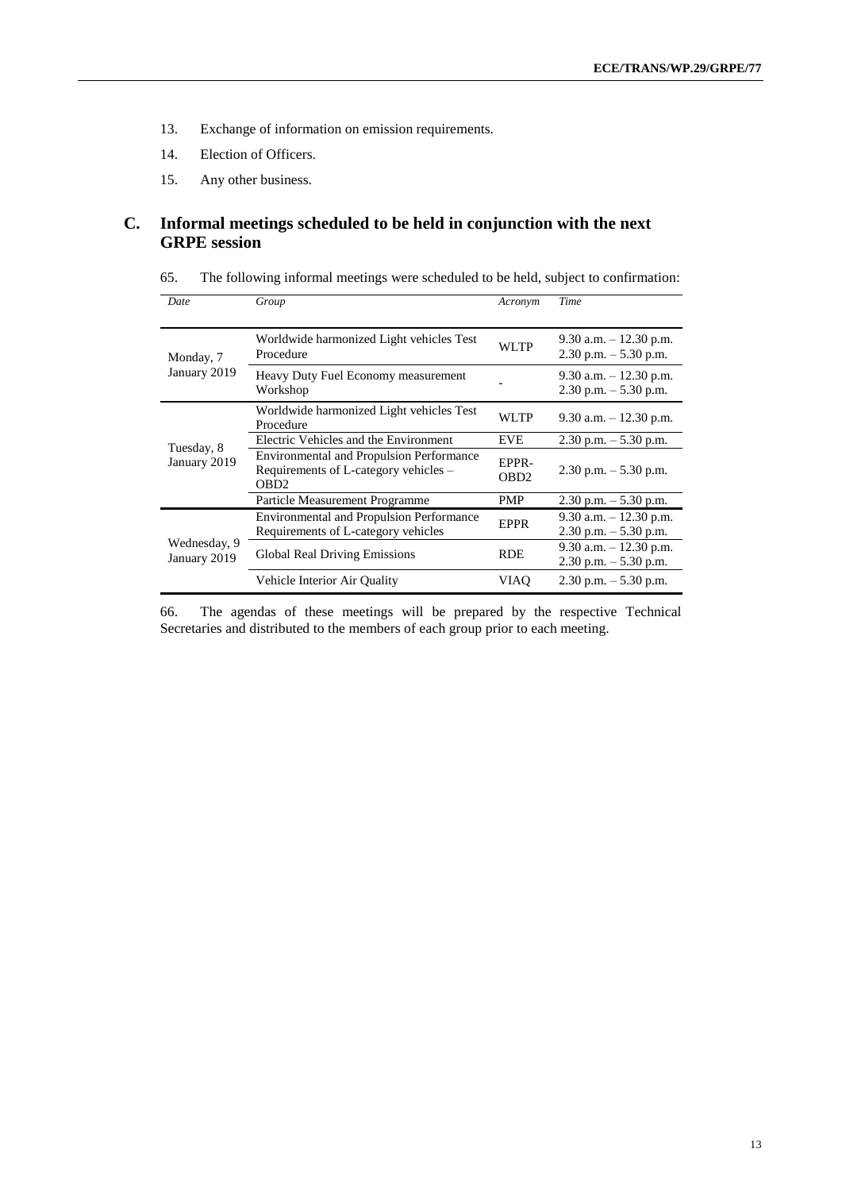13. Exchange of information on emission requirements.

14. Election of Officers.

15. Any other business.

## C. Informal meetings scheduled to be held in conjunction with the next GRPE session

65. The following informal meetings were scheduled to be held, subject to confirmation:

| *Date* | *Group* | *Acronym* | *Time* |
|---|---|---|---|
| Monday, 7 January 2019 | Worldwide harmonized Light vehicles Test Procedure | WLTP | 9.30 a.m. – 12.30 p.m. 2.30 p.m. – 5.30 p.m. |
| | Heavy Duty Fuel Economy measurement Workshop | - | 9.30 a.m. – 12.30 p.m. 2.30 p.m. – 5.30 p.m. |
| Tuesday, 8 January 2019 | Worldwide harmonized Light vehicles Test Procedure | WLTP | 9.30 a.m. – 12.30 p.m. |
| | Electric Vehicles and the Environment | EVE | 2.30 p.m. – 5.30 p.m. |
| | Environmental and Propulsion Performance Requirements of L-category vehicles – OBD2 | EPPR-OBD2 | 2.30 p.m. – 5.30 p.m. |
| | Particle Measurement Programme | PMP | 2.30 p.m. – 5.30 p.m. |
| Wednesday, 9 January 2019 | Environmental and Propulsion Performance Requirements of L-category vehicles | EPPR | 9.30 a.m. – 12.30 p.m. 2.30 p.m. – 5.30 p.m. |
| | Global Real Driving Emissions | RDE | 9.30 a.m. – 12.30 p.m. 2.30 p.m. – 5.30 p.m. |
| | Vehicle Interior Air Quality | VIAQ | 2.30 p.m. – 5.30 p.m. |

66. The agendas of these meetings will be prepared by the respective Technical Secretaries and distributed to the members of each group prior to each meeting.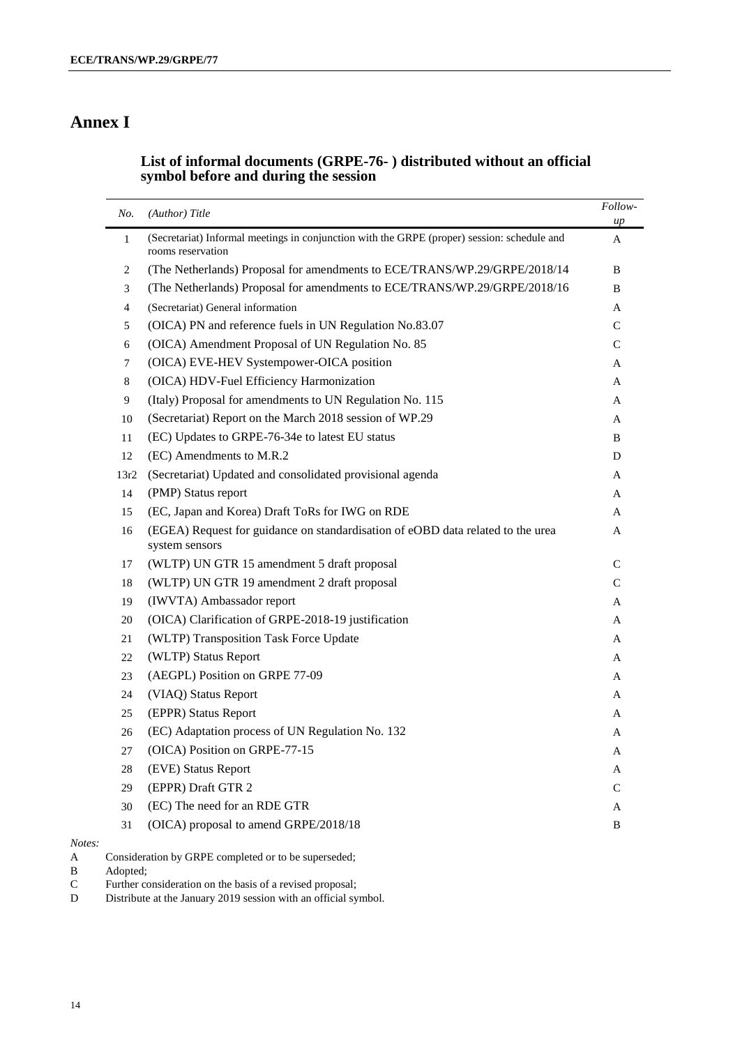# Annex I

### List of informal documents (GRPE-76- ) distributed without an official symbol before and during the session

| *No.* | *(Author) Title* | *Follow-up* |
|---|---|---|
| 1 | (Secretariat) Informal meetings in conjunction with the GRPE (proper) session: schedule and rooms reservation | A |
| 2 | (The Netherlands) Proposal for amendments to ECE/TRANS/WP.29/GRPE/2018/14 | B |
| 3 | (The Netherlands) Proposal for amendments to ECE/TRANS/WP.29/GRPE/2018/16 | B |
| 4 | (Secretariat) General information | A |
| 5 | (OICA) PN and reference fuels in UN Regulation No.83.07 | C |
| 6 | (OICA) Amendment Proposal of UN Regulation No. 85 | C |
| 7 | (OICA) EVE-HEV Systempower-OICA position | A |
| 8 | (OICA) HDV-Fuel Efficiency Harmonization | A |
| 9 | (Italy) Proposal for amendments to UN Regulation No. 115 | A |
| 10 | (Secretariat) Report on the March 2018 session of WP.29 | A |
| 11 | (EC) Updates to GRPE-76-34e to latest EU status | B |
| 12 | (EC) Amendments to M.R.2 | D |
| 13r2 | (Secretariat) Updated and consolidated provisional agenda | A |
| 14 | (PMP) Status report | A |
| 15 | (EC, Japan and Korea) Draft ToRs for IWG on RDE | A |
| 16 | (EGEA) Request for guidance on standardisation of eOBD data related to the urea system sensors | A |
| 17 | (WLTP) UN GTR 15 amendment 5 draft proposal | C |
| 18 | (WLTP) UN GTR 19 amendment 2 draft proposal | C |
| 19 | (IWVTA) Ambassador report | A |
| 20 | (OICA) Clarification of GRPE-2018-19 justification | A |
| 21 | (WLTP) Transposition Task Force Update | A |
| 22 | (WLTP) Status Report | A |
| 23 | (AEGPL) Position on GRPE 77-09 | A |
| 24 | (VIAQ) Status Report | A |
| 25 | (EPPR) Status Report | A |
| 26 | (EC) Adaptation process of UN Regulation No. 132 | A |
| 27 | (OICA) Position on GRPE-77-15 | A |
| 28 | (EVE) Status Report | A |
| 29 | (EPPR) Draft GTR 2 | C |
| 30 | (EC) The need for an RDE GTR | A |
| 31 | (OICA) proposal to amend GRPE/2018/18 | B |

*Notes:*

A Consideration by GRPE completed or to be superseded;

B Adopted;

C Further consideration on the basis of a revised proposal;

D Distribute at the January 2019 session with an official symbol.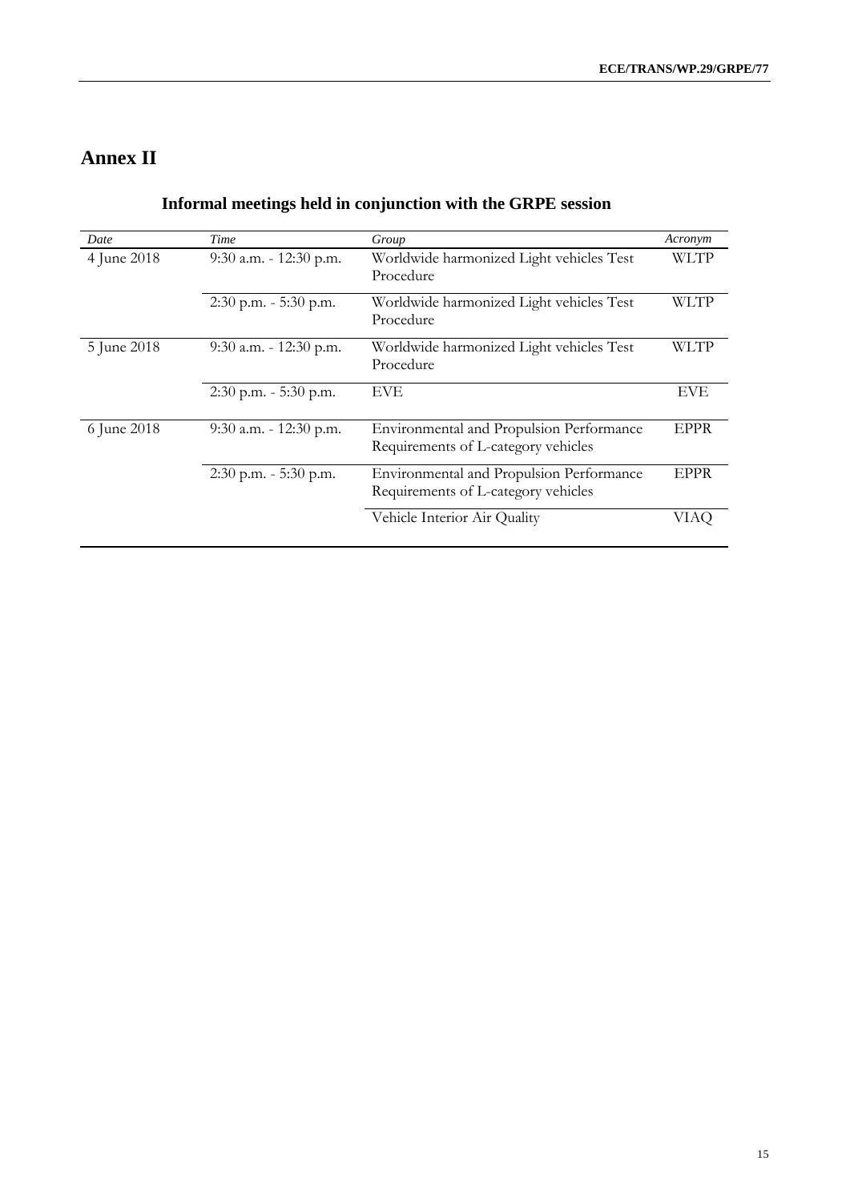# Annex II

## Informal meetings held in conjunction with the GRPE session

| *Date* | *Time* | *Group* | *Acronym* |
|---|---|---|---|
| 4 June 2018 | 9:30 a.m. - 12:30 p.m. | Worldwide harmonized Light vehicles Test Procedure | WLTP |
| | 2:30 p.m. - 5:30 p.m. | Worldwide harmonized Light vehicles Test Procedure | WLTP |
| 5 June 2018 | 9:30 a.m. - 12:30 p.m. | Worldwide harmonized Light vehicles Test Procedure | WLTP |
| | 2:30 p.m. - 5:30 p.m. | EVE | EVE |
| 6 June 2018 | 9:30 a.m. - 12:30 p.m. | Environmental and Propulsion Performance Requirements of L-category vehicles | EPPR |
| | 2:30 p.m. - 5:30 p.m. | Environmental and Propulsion Performance Requirements of L-category vehicles | EPPR |
| | | Vehicle Interior Air Quality | VIAQ |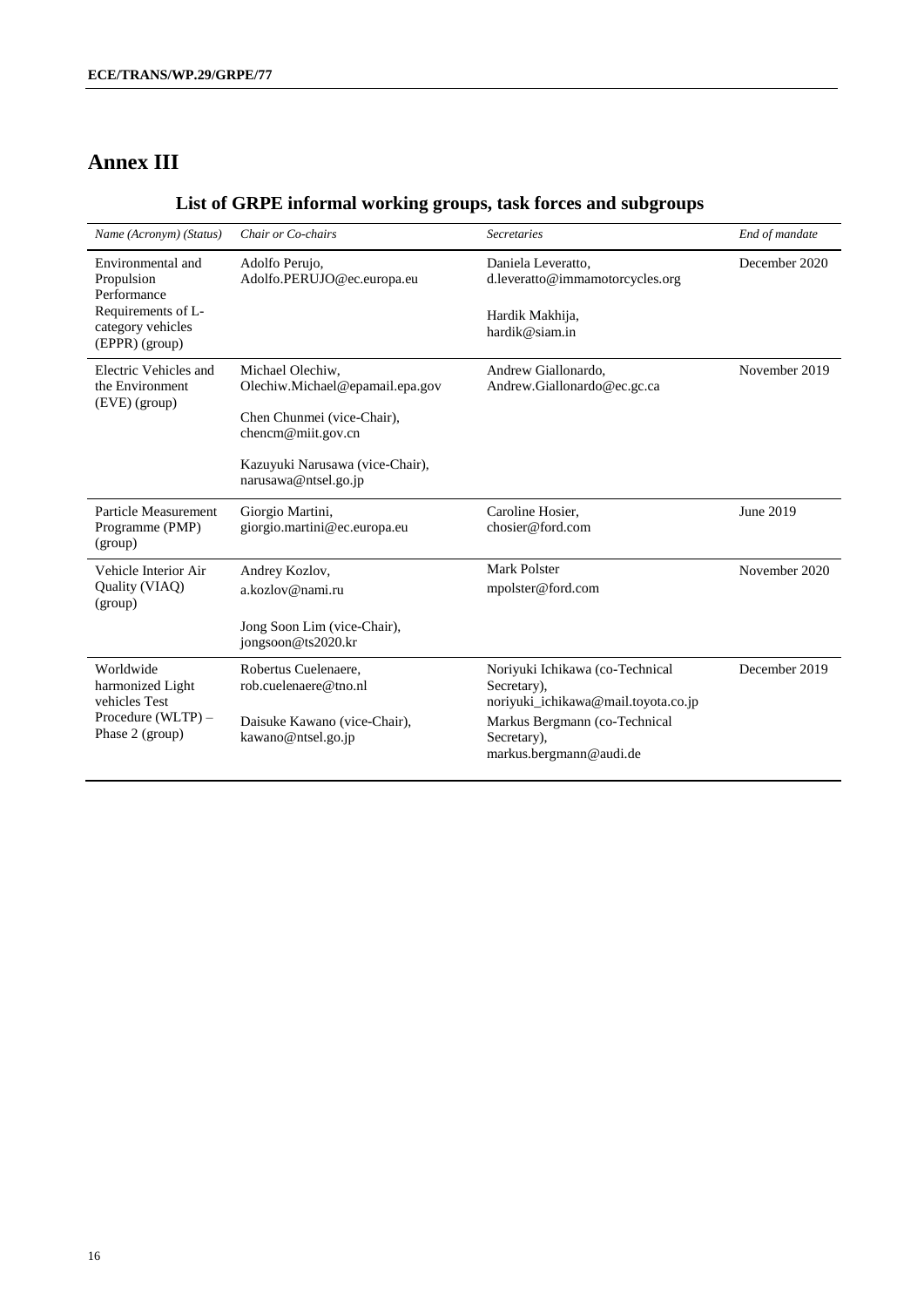# Annex III

## List of GRPE informal working groups, task forces and subgroups

| *Name (Acronym) (Status)* | *Chair or Co-chairs* | *Secretaries* | *End of mandate* |
|---|---|---|---|
| Environmental and Propulsion Performance Requirements of L-category vehicles (EPPR) (group) | Adolfo Perujo, Adolfo.PERUJO@ec.europa.eu | Daniela Leveratto, d.leveratto@immamotorcycles.org<br><br>Hardik Makhija, hardik@siam.in | December 2020 |
| Electric Vehicles and the Environment (EVE) (group) | Michael Olechiw, Olechiw.Michael@epamail.epa.gov<br><br>Chen Chunmei (vice-Chair), chencm@miit.gov.cn<br><br>Kazuyuki Narusawa (vice-Chair), narusawa@ntsel.go.jp | Andrew Giallonardo, Andrew.Giallonardo@ec.gc.ca | November 2019 |
| Particle Measurement Programme (PMP) (group) | Giorgio Martini, giorgio.martini@ec.europa.eu | Caroline Hosier, chosier@ford.com | June 2019 |
| Vehicle Interior Air Quality (VIAQ) (group) | Andrey Kozlov, a.kozlov@nami.ru<br><br>Jong Soon Lim (vice-Chair), jongsoon@ts2020.kr | Mark Polster mpolster@ford.com | November 2020 |
| Worldwide harmonized Light vehicles Test Procedure (WLTP) – Phase 2 (group) | Robertus Cuelenaere, rob.cuelenaere@tno.nl<br><br>Daisuke Kawano (vice-Chair), kawano@ntsel.go.jp | Noriyuki Ichikawa (co-Technical Secretary), noriyuki_ichikawa@mail.toyota.co.jp<br><br>Markus Bergmann (co-Technical Secretary), markus.bergmann@audi.de | December 2019 |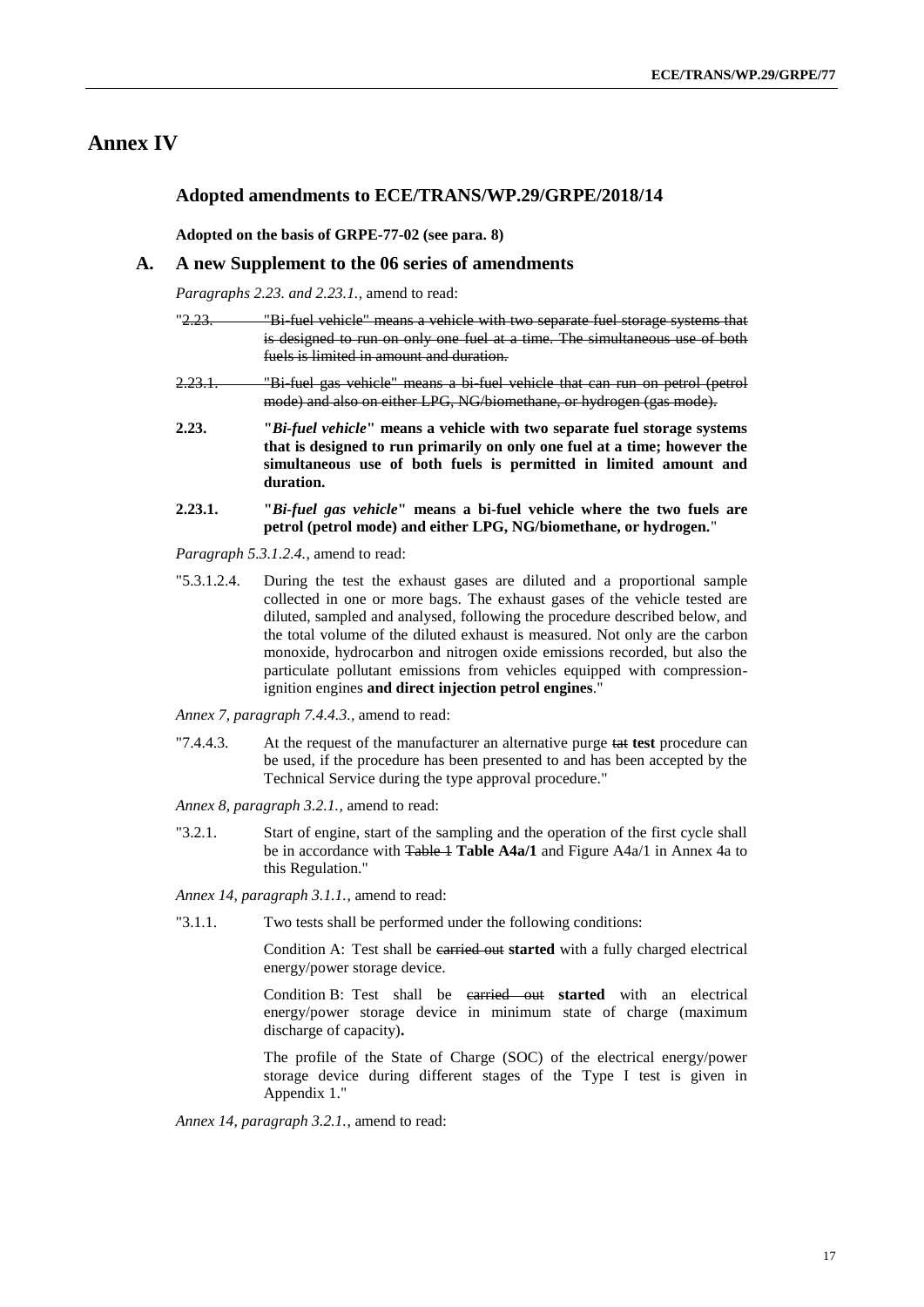# Annex IV

## Adopted amendments to ECE/TRANS/WP.29/GRPE/2018/14

**Adopted on the basis of GRPE-77-02 (see para. 8)**

## A. A new Supplement to the 06 series of amendments

*Paragraphs 2.23. and 2.23.1.,* amend to read:

"~~2.23. "Bi-fuel vehicle" means a vehicle with two separate fuel storage systems that is designed to run on only one fuel at a time. The simultaneous use of both fuels is limited in amount and duration.~~

~~2.23.1. "Bi-fuel gas vehicle" means a bi-fuel vehicle that can run on petrol (petrol mode) and also on either LPG, NG/biomethane, or hydrogen (gas mode).~~

**2.23. "*Bi-fuel vehicle*" means a vehicle with two separate fuel storage systems that is designed to run primarily on only one fuel at a time; however the simultaneous use of both fuels is permitted in limited amount and duration.**

**2.23.1. "*Bi-fuel gas vehicle*" means a bi-fuel vehicle where the two fuels are petrol (petrol mode) and either LPG, NG/biomethane, or hydrogen.**"

*Paragraph 5.3.1.2.4.,* amend to read:

"5.3.1.2.4. During the test the exhaust gases are diluted and a proportional sample collected in one or more bags. The exhaust gases of the vehicle tested are diluted, sampled and analysed, following the procedure described below, and the total volume of the diluted exhaust is measured. Not only are the carbon monoxide, hydrocarbon and nitrogen oxide emissions recorded, but also the particulate pollutant emissions from vehicles equipped with compression-ignition engines **and direct injection petrol engines**."

*Annex 7, paragraph 7.4.4.3.,* amend to read:

"7.4.4.3. At the request of the manufacturer an alternative purge ~~tat~~ **test** procedure can be used, if the procedure has been presented to and has been accepted by the Technical Service during the type approval procedure."

*Annex 8, paragraph 3.2.1.,* amend to read:

"3.2.1. Start of engine, start of the sampling and the operation of the first cycle shall be in accordance with ~~Table 1~~ **Table A4a/1** and Figure A4a/1 in Annex 4a to this Regulation."

*Annex 14, paragraph 3.1.1.,* amend to read:

"3.1.1. Two tests shall be performed under the following conditions:

Condition A: Test shall be ~~carried out~~ **started** with a fully charged electrical energy/power storage device.

Condition B: Test shall be ~~carried out~~ **started** with an electrical energy/power storage device in minimum state of charge (maximum discharge of capacity)**.**

The profile of the State of Charge (SOC) of the electrical energy/power storage device during different stages of the Type I test is given in Appendix 1."

*Annex 14, paragraph 3.2.1.,* amend to read: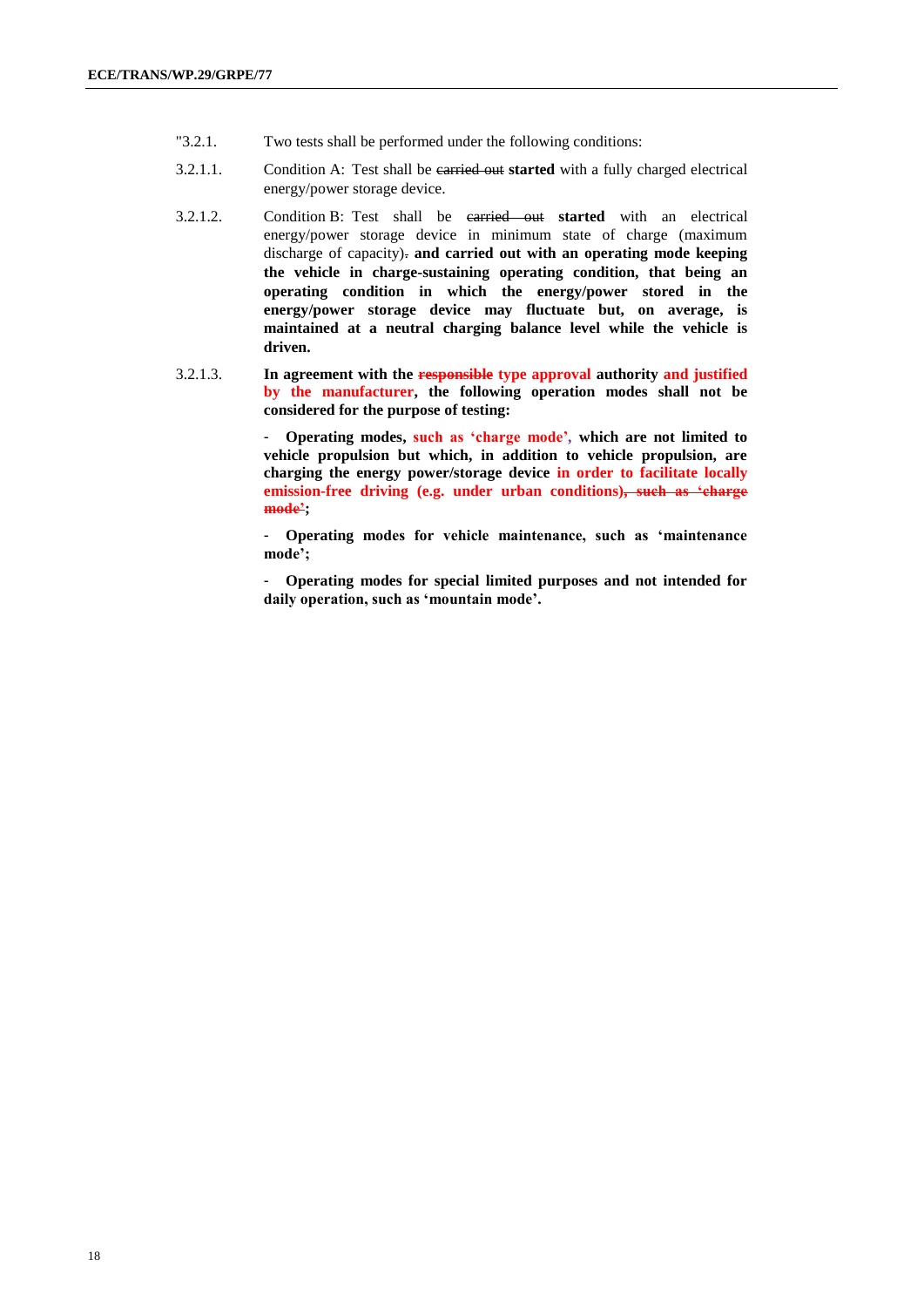"3.2.1. Two tests shall be performed under the following conditions:

3.2.1.1. Condition A: Test shall be ~~carried out~~ **started** with a fully charged electrical energy/power storage device.

3.2.1.2. Condition B: Test shall be ~~carried out~~ **started** with an electrical energy/power storage device in minimum state of charge (maximum discharge of capacity)~~.~~ **and carried out with an operating mode keeping the vehicle in charge-sustaining operating condition, that being an operating condition in which the energy/power stored in the energy/power storage device may fluctuate but, on average, is maintained at a neutral charging balance level while the vehicle is driven.**

3.2.1.3. **In agreement with the ~~responsible~~ type approval authority and justified by the manufacturer, the following operation modes shall not be considered for the purpose of testing:**

- **Operating modes, such as 'charge mode', which are not limited to vehicle propulsion but which, in addition to vehicle propulsion, are charging the energy power/storage device in order to facilitate locally emission-free driving (e.g. under urban conditions)~~, such as 'charge mode'~~;**

- **Operating modes for vehicle maintenance, such as 'maintenance mode';**

- **Operating modes for special limited purposes and not intended for daily operation, such as 'mountain mode'.**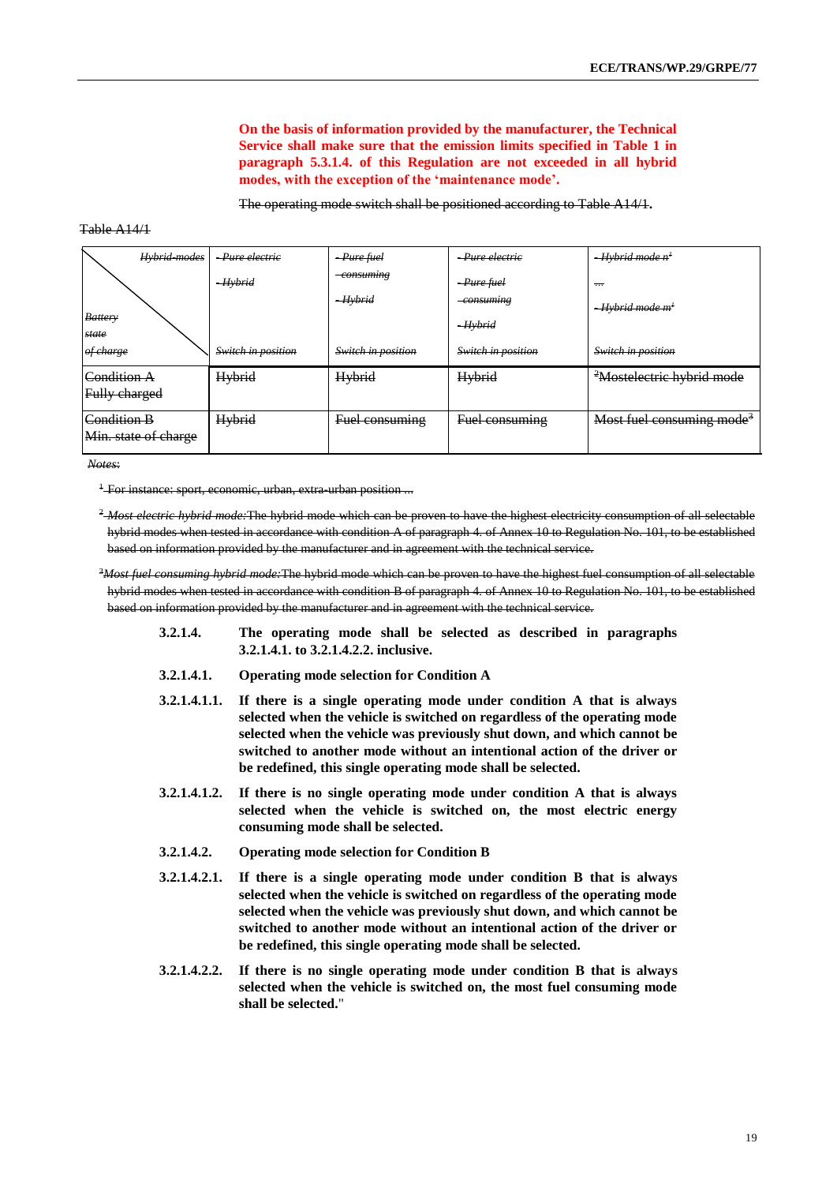**On the basis of information provided by the manufacturer, the Technical Service shall make sure that the emission limits specified in Table 1 in paragraph 5.3.1.4. of this Regulation are not exceeded in all hybrid modes, with the exception of the 'maintenance mode'.**

~~The operating mode switch shall be positioned according to Table A14/1.~~

~~Table A14/1~~

| ~~*Hybrid-modes* / *Battery state of charge*~~ | ~~*- Pure electric*~~ ~~*- Hybrid*~~ ~~*Switch in position*~~ | ~~*- Pure fuel consuming*~~ ~~*- Hybrid*~~ ~~*Switch in position*~~ | ~~*- Pure electric*~~ ~~*- Pure fuel consuming*~~ ~~*- Hybrid*~~ ~~*Switch in position*~~ | ~~*- Hybrid mode n*[1]~~ ~~*...*~~ ~~*- Hybrid mode m*[1]~~ ~~*Switch in position*~~ |
|---|---|---|---|---|
| ~~Condition A Fully charged~~ | ~~Hybrid~~ | ~~Hybrid~~ | ~~Hybrid~~ | ~~[2]Mostelectric hybrid mode~~ |
| ~~Condition B Min. state of charge~~ | ~~Hybrid~~ | ~~Fuel consuming~~ | ~~Fuel consuming~~ | ~~Most fuel consuming mode[3]~~ |

~~*Notes:*~~

~~[1] For instance: sport, economic, urban, extra-urban position ...~~

~~[2] *Most electric hybrid mode:* The hybrid mode which can be proven to have the highest electricity consumption of all selectable hybrid modes when tested in accordance with condition A of paragraph 4. of Annex 10 to Regulation No. 101, to be established based on information provided by the manufacturer and in agreement with the technical service.~~

~~[3] *Most fuel consuming hybrid mode:* The hybrid mode which can be proven to have the highest fuel consumption of all selectable hybrid modes when tested in accordance with condition B of paragraph 4. of Annex 10 to Regulation No. 101, to be established based on information provided by the manufacturer and in agreement with the technical service.~~

**3.2.1.4. The operating mode shall be selected as described in paragraphs 3.2.1.4.1. to 3.2.1.4.2.2. inclusive.**

**3.2.1.4.1. Operating mode selection for Condition A**

**3.2.1.4.1.1. If there is a single operating mode under condition A that is always selected when the vehicle is switched on regardless of the operating mode selected when the vehicle was previously shut down, and which cannot be switched to another mode without an intentional action of the driver or be redefined, this single operating mode shall be selected.**

**3.2.1.4.1.2. If there is no single operating mode under condition A that is always selected when the vehicle is switched on, the most electric energy consuming mode shall be selected.**

**3.2.1.4.2. Operating mode selection for Condition B**

**3.2.1.4.2.1. If there is a single operating mode under condition B that is always selected when the vehicle is switched on regardless of the operating mode selected when the vehicle was previously shut down, and which cannot be switched to another mode without an intentional action of the driver or be redefined, this single operating mode shall be selected.**

**3.2.1.4.2.2. If there is no single operating mode under condition B that is always selected when the vehicle is switched on, the most fuel consuming mode shall be selected.**"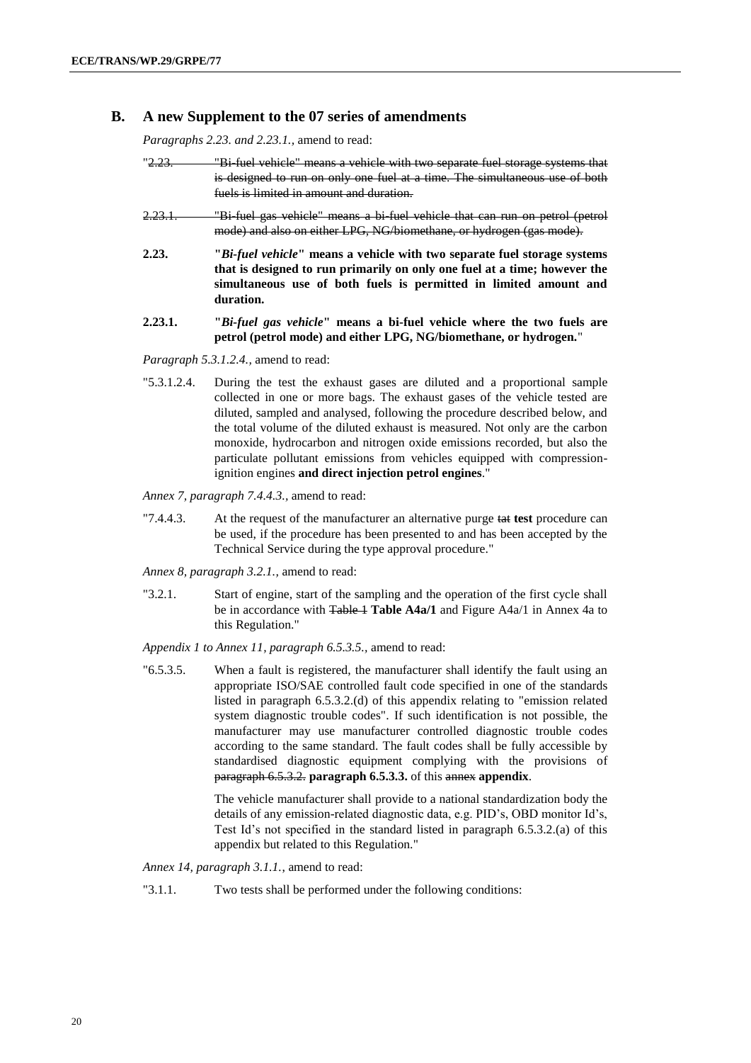## B. A new Supplement to the 07 series of amendments

*Paragraphs 2.23. and 2.23.1.,* amend to read:

"~~2.23. "Bi-fuel vehicle" means a vehicle with two separate fuel storage systems that is designed to run on only one fuel at a time. The simultaneous use of both fuels is limited in amount and duration.~~

~~2.23.1. "Bi-fuel gas vehicle" means a bi-fuel vehicle that can run on petrol (petrol mode) and also on either LPG, NG/biomethane, or hydrogen (gas mode).~~

**2.23. "*Bi-fuel vehicle*" means a vehicle with two separate fuel storage systems that is designed to run primarily on only one fuel at a time; however the simultaneous use of both fuels is permitted in limited amount and duration.**

**2.23.1. "*Bi-fuel gas vehicle*" means a bi-fuel vehicle where the two fuels are petrol (petrol mode) and either LPG, NG/biomethane, or hydrogen.**"

*Paragraph 5.3.1.2.4.,* amend to read:

"5.3.1.2.4. During the test the exhaust gases are diluted and a proportional sample collected in one or more bags. The exhaust gases of the vehicle tested are diluted, sampled and analysed, following the procedure described below, and the total volume of the diluted exhaust is measured. Not only are the carbon monoxide, hydrocarbon and nitrogen oxide emissions recorded, but also the particulate pollutant emissions from vehicles equipped with compression-ignition engines **and direct injection petrol engines**."

*Annex 7, paragraph 7.4.4.3.,* amend to read:

"7.4.4.3. At the request of the manufacturer an alternative purge ~~tat~~ **test** procedure can be used, if the procedure has been presented to and has been accepted by the Technical Service during the type approval procedure."

*Annex 8, paragraph 3.2.1.,* amend to read:

"3.2.1. Start of engine, start of the sampling and the operation of the first cycle shall be in accordance with ~~Table 1~~ **Table A4a/1** and Figure A4a/1 in Annex 4a to this Regulation."

*Appendix 1 to Annex 11, paragraph 6.5.3.5.,* amend to read:

"6.5.3.5. When a fault is registered, the manufacturer shall identify the fault using an appropriate ISO/SAE controlled fault code specified in one of the standards listed in paragraph 6.5.3.2.(d) of this appendix relating to "emission related system diagnostic trouble codes". If such identification is not possible, the manufacturer may use manufacturer controlled diagnostic trouble codes according to the same standard. The fault codes shall be fully accessible by standardised diagnostic equipment complying with the provisions of ~~paragraph 6.5.3.2.~~ **paragraph 6.5.3.3.** of this ~~annex~~ **appendix**.

The vehicle manufacturer shall provide to a national standardization body the details of any emission-related diagnostic data, e.g. PID's, OBD monitor Id's, Test Id's not specified in the standard listed in paragraph 6.5.3.2.(a) of this appendix but related to this Regulation."

*Annex 14, paragraph 3.1.1.,* amend to read:

"3.1.1. Two tests shall be performed under the following conditions: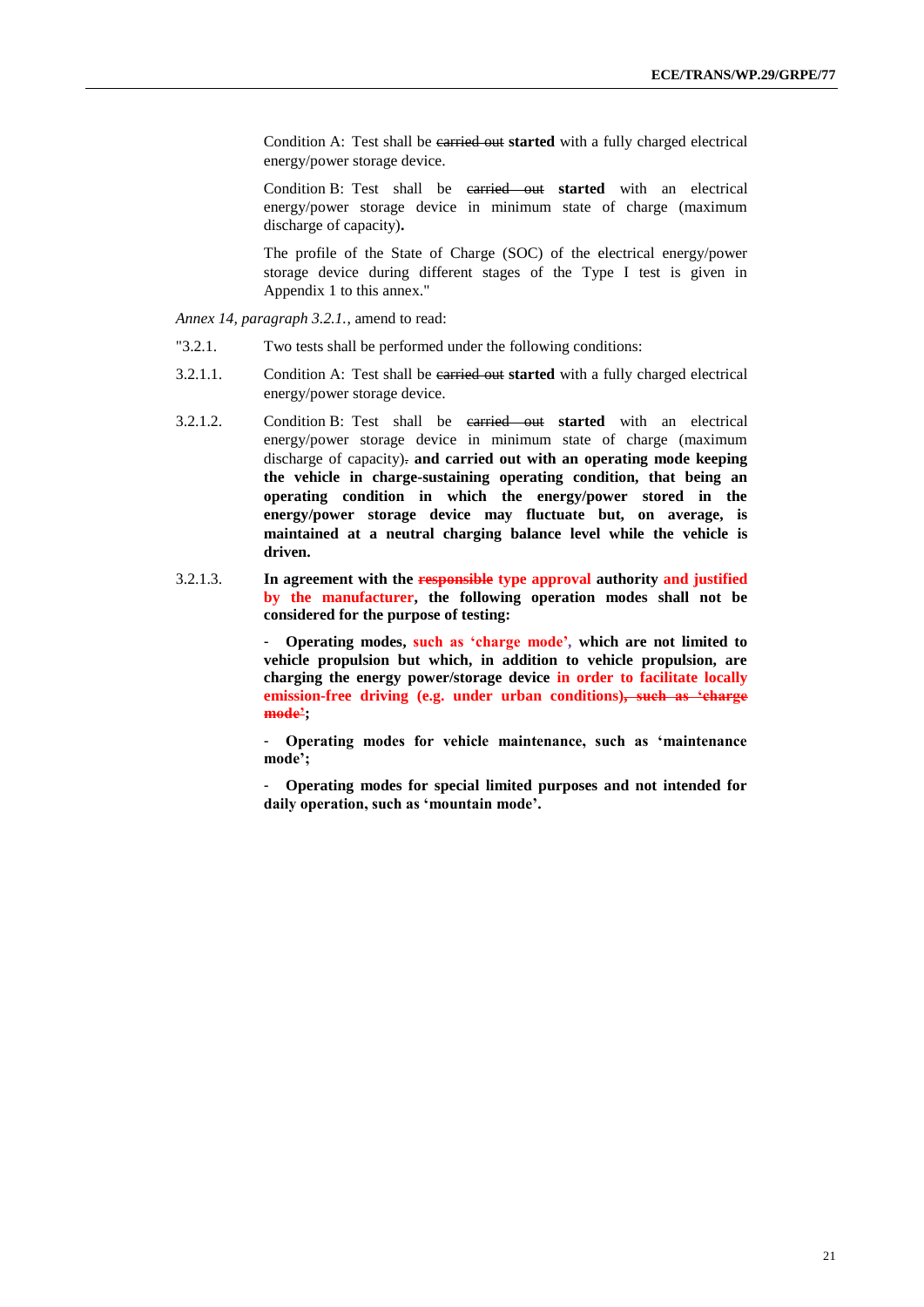Condition A: Test shall be ~~carried out~~ **started** with a fully charged electrical energy/power storage device.

Condition B: Test shall be ~~carried out~~ **started** with an electrical energy/power storage device in minimum state of charge (maximum discharge of capacity)**.**

The profile of the State of Charge (SOC) of the electrical energy/power storage device during different stages of the Type I test is given in Appendix 1 to this annex."

*Annex 14, paragraph 3.2.1.*, amend to read:

"3.2.1. Two tests shall be performed under the following conditions:

3.2.1.1. Condition A: Test shall be ~~carried out~~ **started** with a fully charged electrical energy/power storage device.

3.2.1.2. Condition B: Test shall be ~~carried out~~ **started** with an electrical energy/power storage device in minimum state of charge (maximum discharge of capacity)~~.~~ **and carried out with an operating mode keeping the vehicle in charge-sustaining operating condition, that being an operating condition in which the energy/power stored in the energy/power storage device may fluctuate but, on average, is maintained at a neutral charging balance level while the vehicle is driven.**

3.2.1.3. **In agreement with the ~~responsible~~ type approval authority and justified by the manufacturer, the following operation modes shall not be considered for the purpose of testing:**

- **Operating modes, such as 'charge mode', which are not limited to vehicle propulsion but which, in addition to vehicle propulsion, are charging the energy power/storage device in order to facilitate locally emission-free driving (e.g. under urban conditions)~~, such as 'charge mode'~~;**

- **Operating modes for vehicle maintenance, such as 'maintenance mode';**

- **Operating modes for special limited purposes and not intended for daily operation, such as 'mountain mode'.**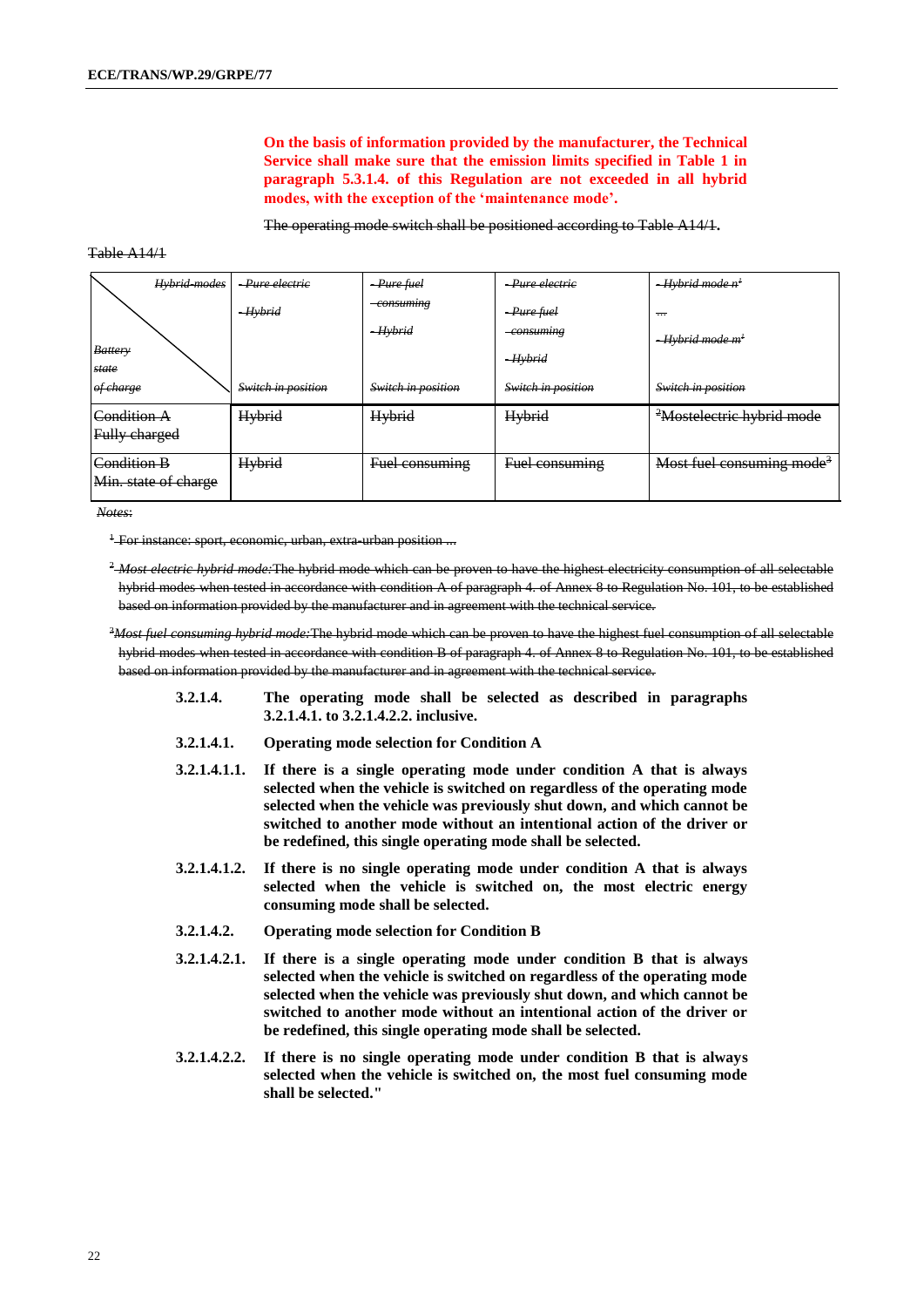**On the basis of information provided by the manufacturer, the Technical Service shall make sure that the emission limits specified in Table 1 in paragraph 5.3.1.4. of this Regulation are not exceeded in all hybrid modes, with the exception of the 'maintenance mode'.**

~~The operating mode switch shall be positioned according to Table A14/1.~~

~~Table A14/1~~

| ~~*Hybrid-modes* / *Battery state of charge*~~ | ~~*- Pure electric*~~ ~~*- Hybrid*~~ ~~*Switch in position*~~ | ~~*- Pure fuel consuming*~~ ~~*- Hybrid*~~ ~~*Switch in position*~~ | ~~*- Pure electric*~~ ~~*- Pure fuel consuming*~~ ~~*- Hybrid*~~ ~~*Switch in position*~~ | ~~*- Hybrid mode n*[1]~~ ~~*...*~~ ~~*- Hybrid mode m*[1]~~ ~~*Switch in position*~~ |
|---|---|---|---|---|
| ~~Condition A Fully charged~~ | ~~Hybrid~~ | ~~Hybrid~~ | ~~Hybrid~~ | ~~[2]Mostelectric hybrid mode~~ |
| ~~Condition B Min. state of charge~~ | ~~Hybrid~~ | ~~Fuel consuming~~ | ~~Fuel consuming~~ | ~~Most fuel consuming mode[3]~~ |

~~*Notes:*~~

~~[1] For instance: sport, economic, urban, extra-urban position ...~~

~~[2] *Most electric hybrid mode:* The hybrid mode which can be proven to have the highest electricity consumption of all selectable hybrid modes when tested in accordance with condition A of paragraph 4. of Annex 8 to Regulation No. 101, to be established based on information provided by the manufacturer and in agreement with the technical service.~~

~~[3] *Most fuel consuming hybrid mode:* The hybrid mode which can be proven to have the highest fuel consumption of all selectable hybrid modes when tested in accordance with condition B of paragraph 4. of Annex 8 to Regulation No. 101, to be established based on information provided by the manufacturer and in agreement with the technical service.~~

**3.2.1.4. The operating mode shall be selected as described in paragraphs 3.2.1.4.1. to 3.2.1.4.2.2. inclusive.**

**3.2.1.4.1. Operating mode selection for Condition A**

**3.2.1.4.1.1. If there is a single operating mode under condition A that is always selected when the vehicle is switched on regardless of the operating mode selected when the vehicle was previously shut down, and which cannot be switched to another mode without an intentional action of the driver or be redefined, this single operating mode shall be selected.**

**3.2.1.4.1.2. If there is no single operating mode under condition A that is always selected when the vehicle is switched on, the most electric energy consuming mode shall be selected.**

**3.2.1.4.2. Operating mode selection for Condition B**

**3.2.1.4.2.1. If there is a single operating mode under condition B that is always selected when the vehicle is switched on regardless of the operating mode selected when the vehicle was previously shut down, and which cannot be switched to another mode without an intentional action of the driver or be redefined, this single operating mode shall be selected.**

**3.2.1.4.2.2. If there is no single operating mode under condition B that is always selected when the vehicle is switched on, the most fuel consuming mode shall be selected."**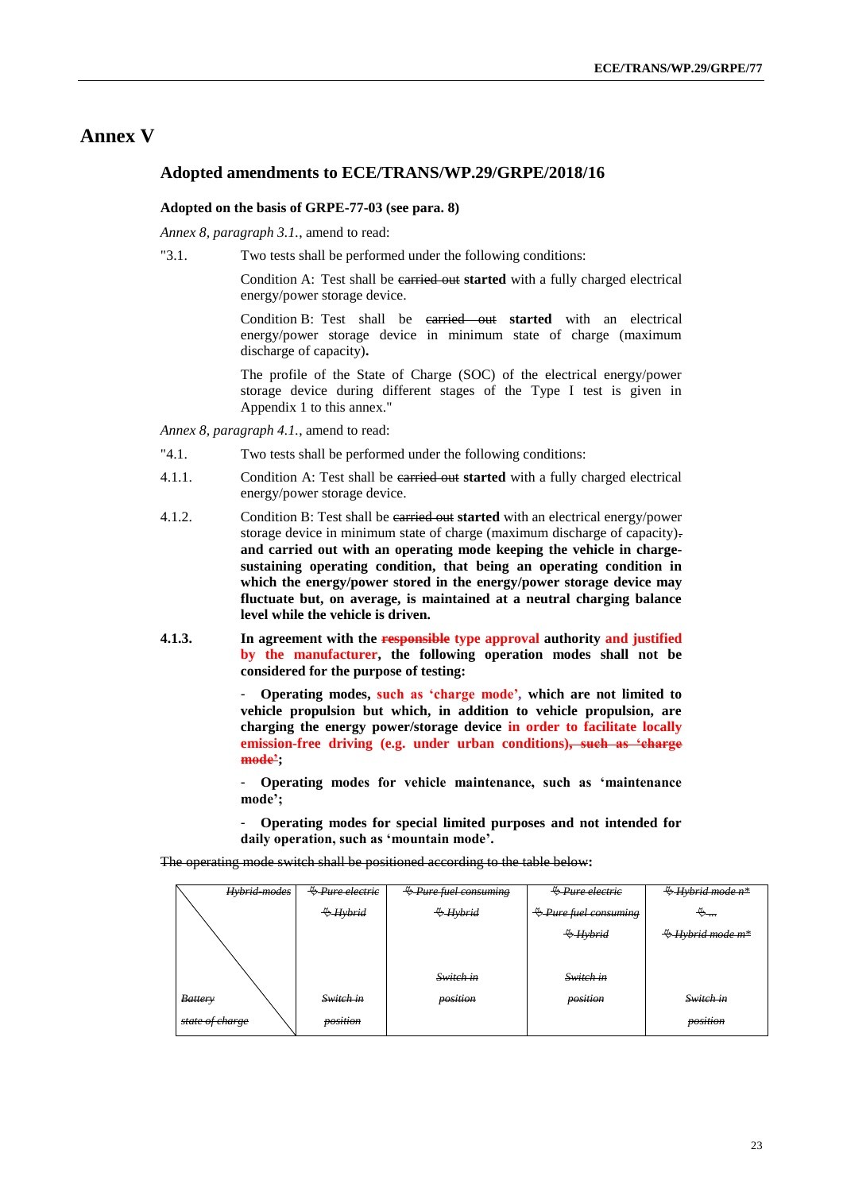# Annex V

## Adopted amendments to ECE/TRANS/WP.29/GRPE/2018/16

### Adopted on the basis of GRPE-77-03 (see para. 8)

*Annex 8, paragraph 3.1.*, amend to read:

"3.1. Two tests shall be performed under the following conditions:

Condition A: Test shall be ~~carried out~~ **started** with a fully charged electrical energy/power storage device.

Condition B: Test shall be ~~carried out~~ **started** with an electrical energy/power storage device in minimum state of charge (maximum discharge of capacity)**.**

The profile of the State of Charge (SOC) of the electrical energy/power storage device during different stages of the Type I test is given in Appendix 1 to this annex."

*Annex 8, paragraph 4.1.*, amend to read:

"4.1. Two tests shall be performed under the following conditions:

4.1.1. Condition A: Test shall be ~~carried out~~ **started** with a fully charged electrical energy/power storage device.

4.1.2. Condition B: Test shall be ~~carried out~~ **started** with an electrical energy/power storage device in minimum state of charge (maximum discharge of capacity)~~.~~ **and carried out with an operating mode keeping the vehicle in charge-sustaining operating condition, that being an operating condition in which the energy/power stored in the energy/power storage device may fluctuate but, on average, is maintained at a neutral charging balance level while the vehicle is driven.**

**4.1.3. In agreement with the ~~responsible~~ type approval authority and justified by the manufacturer, the following operation modes shall not be considered for the purpose of testing:**

**- Operating modes, such as 'charge mode', which are not limited to vehicle propulsion but which, in addition to vehicle propulsion, are charging the energy power/storage device in order to facilitate locally emission-free driving (e.g. under urban conditions)~~, such as 'charge mode'~~;**

**- Operating modes for vehicle maintenance, such as 'maintenance mode';**

**- Operating modes for special limited purposes and not intended for daily operation, such as 'mountain mode'.**

~~The operating mode switch shall be positioned according to the table below~~**:**

| ~~Hybrid-modes~~ / ~~Battery state of charge~~ | ~~- Pure electric~~ ~~- Hybrid~~ | ~~- Pure fuel consuming~~ ~~- Hybrid~~ | ~~- Pure electric~~ ~~- Pure fuel consuming~~ ~~- Hybrid~~ | ~~- Hybrid mode n*~~ ~~- ...~~ ~~- Hybrid mode m*~~ |
|---|---|---|---|---|
| | ~~Switch in position~~ | ~~Switch in position~~ | ~~Switch in position~~ | ~~Switch in position~~ |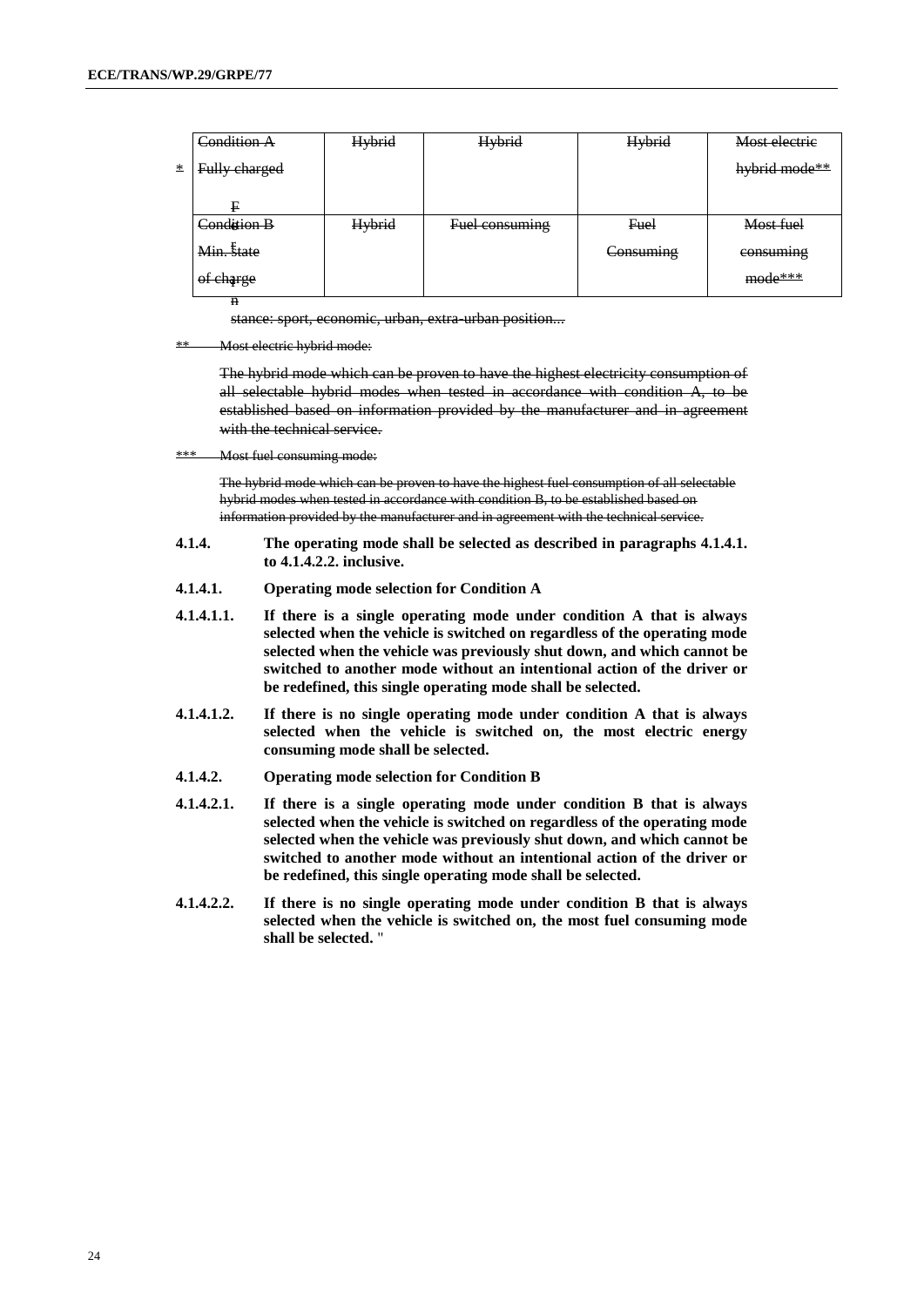| | Condition A Fully charged | Hybrid | Hybrid | Hybrid | Most electric hybrid mode** |
|---|---|---|---|---|---|
| | Condition B Min. state of charge | Hybrid | Fuel consuming | Fuel Consuming | Most fuel consuming mode*** |

\* For instance: sport, economic, urban, extra-urban position...

** Most electric hybrid mode:

The hybrid mode which can be proven to have the highest electricity consumption of all selectable hybrid modes when tested in accordance with condition A, to be established based on information provided by the manufacturer and in agreement with the technical service.

*** Most fuel consuming mode:

The hybrid mode which can be proven to have the highest fuel consumption of all selectable hybrid modes when tested in accordance with condition B, to be established based on information provided by the manufacturer and in agreement with the technical service.

**4.1.4. The operating mode shall be selected as described in paragraphs 4.1.4.1. to 4.1.4.2.2. inclusive.**

**4.1.4.1. Operating mode selection for Condition A**

**4.1.4.1.1. If there is a single operating mode under condition A that is always selected when the vehicle is switched on regardless of the operating mode selected when the vehicle was previously shut down, and which cannot be switched to another mode without an intentional action of the driver or be redefined, this single operating mode shall be selected.**

**4.1.4.1.2. If there is no single operating mode under condition A that is always selected when the vehicle is switched on, the most electric energy consuming mode shall be selected.**

**4.1.4.2. Operating mode selection for Condition B**

**4.1.4.2.1. If there is a single operating mode under condition B that is always selected when the vehicle is switched on regardless of the operating mode selected when the vehicle was previously shut down, and which cannot be switched to another mode without an intentional action of the driver or be redefined, this single operating mode shall be selected.**

**4.1.4.2.2. If there is no single operating mode under condition B that is always selected when the vehicle is switched on, the most fuel consuming mode shall be selected.** "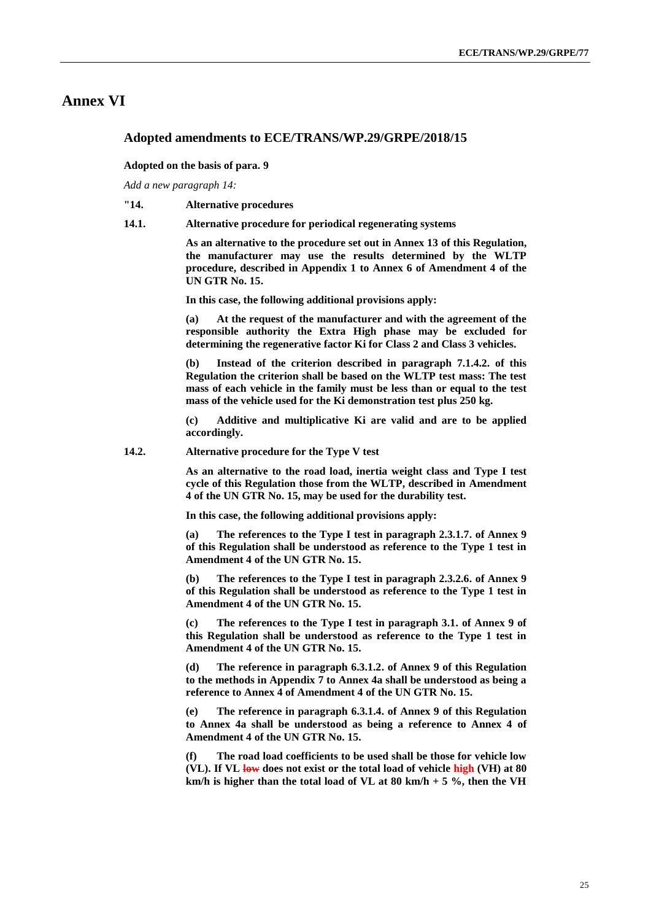# Annex VI

## Adopted amendments to ECE/TRANS/WP.29/GRPE/2018/15

**Adopted on the basis of para. 9**

*Add a new paragraph 14:*

**"14. Alternative procedures**

**14.1. Alternative procedure for periodical regenerating systems**

**As an alternative to the procedure set out in Annex 13 of this Regulation, the manufacturer may use the results determined by the WLTP procedure, described in Appendix 1 to Annex 6 of Amendment 4 of the UN GTR No. 15.**

**In this case, the following additional provisions apply:**

**(a) At the request of the manufacturer and with the agreement of the responsible authority the Extra High phase may be excluded for determining the regenerative factor Ki for Class 2 and Class 3 vehicles.**

**(b) Instead of the criterion described in paragraph 7.1.4.2. of this Regulation the criterion shall be based on the WLTP test mass: The test mass of each vehicle in the family must be less than or equal to the test mass of the vehicle used for the Ki demonstration test plus 250 kg.**

**(c) Additive and multiplicative Ki are valid and are to be applied accordingly.**

**14.2. Alternative procedure for the Type V test**

**As an alternative to the road load, inertia weight class and Type I test cycle of this Regulation those from the WLTP, described in Amendment 4 of the UN GTR No. 15, may be used for the durability test.**

**In this case, the following additional provisions apply:**

**(a) The references to the Type I test in paragraph 2.3.1.7. of Annex 9 of this Regulation shall be understood as reference to the Type 1 test in Amendment 4 of the UN GTR No. 15.**

**(b) The references to the Type I test in paragraph 2.3.2.6. of Annex 9 of this Regulation shall be understood as reference to the Type 1 test in Amendment 4 of the UN GTR No. 15.**

**(c) The references to the Type I test in paragraph 3.1. of Annex 9 of this Regulation shall be understood as reference to the Type 1 test in Amendment 4 of the UN GTR No. 15.**

**(d) The reference in paragraph 6.3.1.2. of Annex 9 of this Regulation to the methods in Appendix 7 to Annex 4a shall be understood as being a reference to Annex 4 of Amendment 4 of the UN GTR No. 15.**

**(e) The reference in paragraph 6.3.1.4. of Annex 9 of this Regulation to Annex 4a shall be understood as being a reference to Annex 4 of Amendment 4 of the UN GTR No. 15.**

**(f) The road load coefficients to be used shall be those for vehicle low (VL). If VL ~~low~~ does not exist or the total load of vehicle high (VH) at 80 km/h is higher than the total load of VL at 80 km/h + 5 %, then the VH**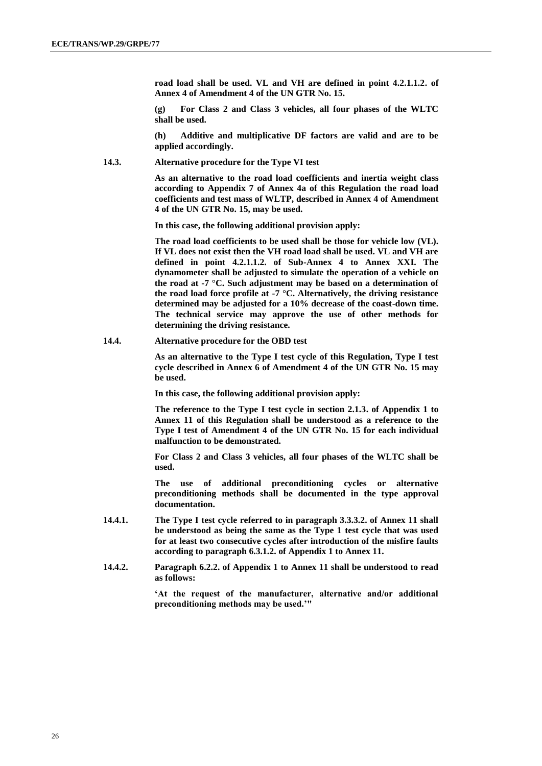**road load shall be used. VL and VH are defined in point 4.2.1.1.2. of Annex 4 of Amendment 4 of the UN GTR No. 15.**

**(g) For Class 2 and Class 3 vehicles, all four phases of the WLTC shall be used.**

**(h) Additive and multiplicative DF factors are valid and are to be applied accordingly.**

**14.3. Alternative procedure for the Type VI test**

**As an alternative to the road load coefficients and inertia weight class according to Appendix 7 of Annex 4a of this Regulation the road load coefficients and test mass of WLTP, described in Annex 4 of Amendment 4 of the UN GTR No. 15, may be used.**

**In this case, the following additional provision apply:**

**The road load coefficients to be used shall be those for vehicle low (VL). If VL does not exist then the VH road load shall be used. VL and VH are defined in point 4.2.1.1.2. of Sub-Annex 4 to Annex XXI. The dynamometer shall be adjusted to simulate the operation of a vehicle on the road at -7 °C. Such adjustment may be based on a determination of the road load force profile at -7 °C. Alternatively, the driving resistance determined may be adjusted for a 10% decrease of the coast-down time. The technical service may approve the use of other methods for determining the driving resistance.**

**14.4. Alternative procedure for the OBD test**

**As an alternative to the Type I test cycle of this Regulation, Type I test cycle described in Annex 6 of Amendment 4 of the UN GTR No. 15 may be used.**

**In this case, the following additional provision apply:**

**The reference to the Type I test cycle in section 2.1.3. of Appendix 1 to Annex 11 of this Regulation shall be understood as a reference to the Type I test of Amendment 4 of the UN GTR No. 15 for each individual malfunction to be demonstrated.**

**For Class 2 and Class 3 vehicles, all four phases of the WLTC shall be used.**

**The use of additional preconditioning cycles or alternative preconditioning methods shall be documented in the type approval documentation.**

**14.4.1. The Type I test cycle referred to in paragraph 3.3.3.2. of Annex 11 shall be understood as being the same as the Type 1 test cycle that was used for at least two consecutive cycles after introduction of the misfire faults according to paragraph 6.3.1.2. of Appendix 1 to Annex 11.**

**14.4.2. Paragraph 6.2.2. of Appendix 1 to Annex 11 shall be understood to read as follows:**

**'At the request of the manufacturer, alternative and/or additional preconditioning methods may be used.'"**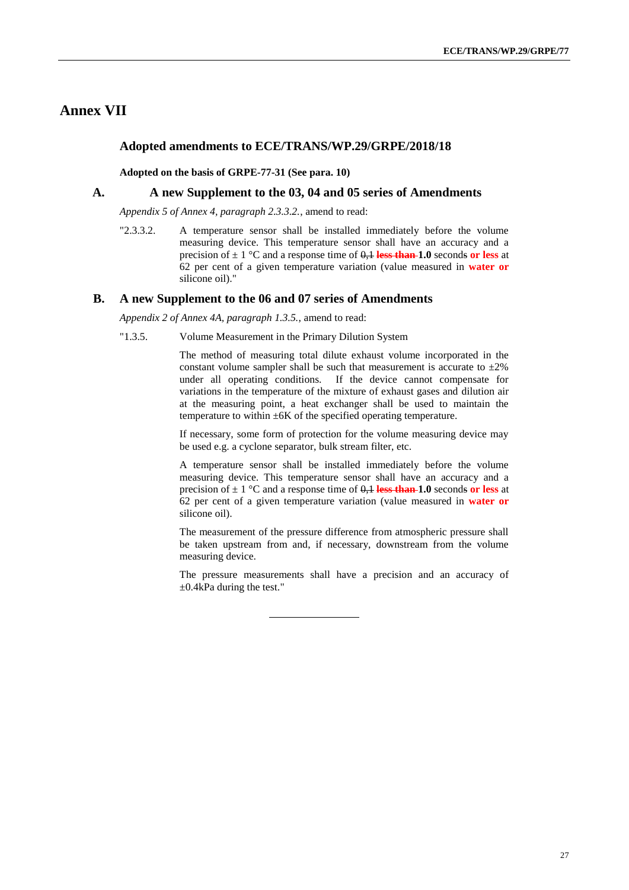# Annex VII

### Adopted amendments to ECE/TRANS/WP.29/GRPE/2018/18

**Adopted on the basis of GRPE-77-31 (See para. 10)**

## A. A new Supplement to the 03, 04 and 05 series of Amendments

*Appendix 5 of Annex 4, paragraph 2.3.3.2.*, amend to read:

"2.3.3.2. A temperature sensor shall be installed immediately before the volume measuring device. This temperature sensor shall have an accuracy and a precision of ± 1 °C and a response time of ~~0,1~~ ~~**less than**~~ **1.0** second~~s~~ **or less** at 62 per cent of a given temperature variation (value measured in **water or** silicone oil)."

## B. A new Supplement to the 06 and 07 series of Amendments

*Appendix 2 of Annex 4A, paragraph 1.3.5.*, amend to read:

"1.3.5. Volume Measurement in the Primary Dilution System

The method of measuring total dilute exhaust volume incorporated in the constant volume sampler shall be such that measurement is accurate to ±2% under all operating conditions. If the device cannot compensate for variations in the temperature of the mixture of exhaust gases and dilution air at the measuring point, a heat exchanger shall be used to maintain the temperature to within ±6K of the specified operating temperature.

If necessary, some form of protection for the volume measuring device may be used e.g. a cyclone separator, bulk stream filter, etc.

A temperature sensor shall be installed immediately before the volume measuring device. This temperature sensor shall have an accuracy and a precision of ± 1 °C and a response time of ~~0,1~~ ~~**less than**~~ **1.0** second~~s~~ **or less** at 62 per cent of a given temperature variation (value measured in **water or** silicone oil).

The measurement of the pressure difference from atmospheric pressure shall be taken upstream from and, if necessary, downstream from the volume measuring device.

The pressure measurements shall have a precision and an accuracy of ±0.4kPa during the test."